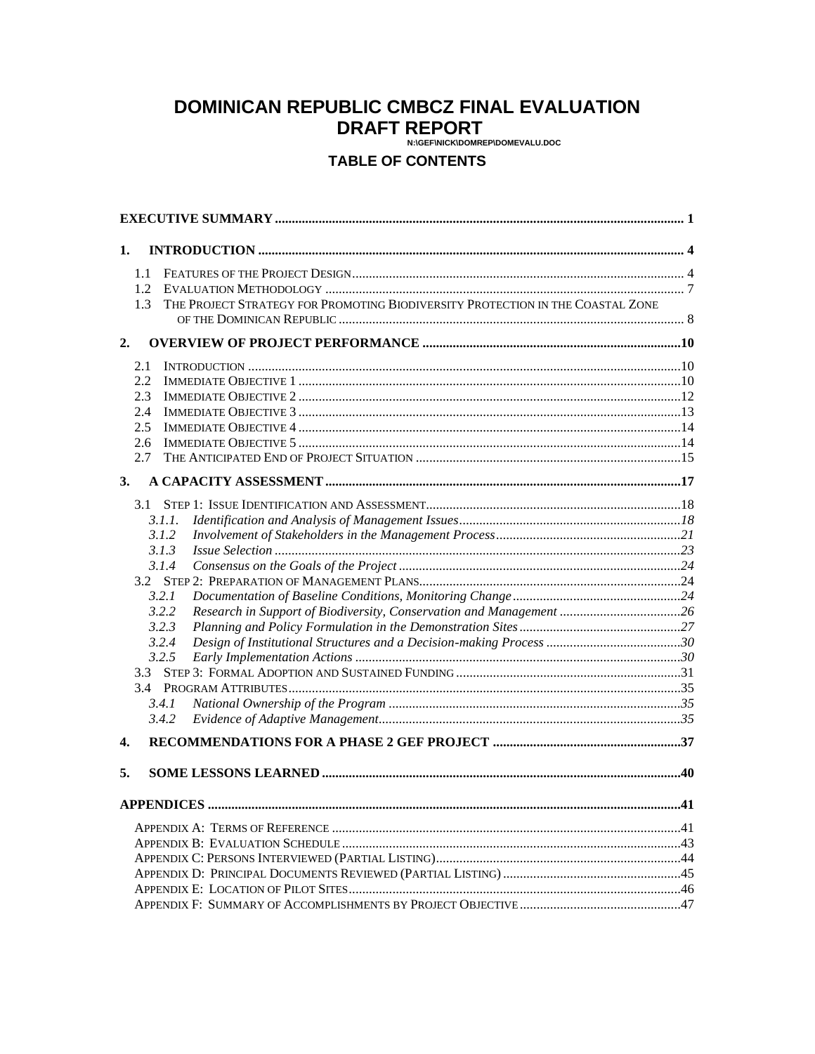# DOMINICAN REPUBLIC CMBCZ FINAL EVALUATION DRAFT REPORT

N:\GEF\NICK\DOMREP\DOMEVALU.DOC

## TABLE OF CONTENTS

**EXECUTIVE SUMMARY** ........................................................................................................ 1

**1. INTRODUCTION** ............................................................................................................ 4

- 1.1 FEATURES OF THE PROJECT DESIGN .................................................................................... 4
- 1.2 EVALUATION METHODOLOGY ............................................................................................ 7
- 1.3 THE PROJECT STRATEGY FOR PROMOTING BIODIVERSITY PROTECTION IN THE COASTAL ZONE OF THE DOMINICAN REPUBLIC ............................................................................................ 8

**2. OVERVIEW OF PROJECT PERFORMANCE** ...................................................................... 10

- 2.1 INTRODUCTION ................................................................................................................ 10
- 2.2 IMMEDIATE OBJECTIVE 1 .................................................................................................. 10
- 2.3 IMMEDIATE OBJECTIVE 2 .................................................................................................. 12
- 2.4 IMMEDIATE OBJECTIVE 3 .................................................................................................. 13
- 2.5 IMMEDIATE OBJECTIVE 4 .................................................................................................. 14
- 2.6 IMMEDIATE OBJECTIVE 5 .................................................................................................. 14
- 2.7 THE ANTICIPATED END OF PROJECT SITUATION ............................................................... 15

**3. A CAPACITY ASSESSMENT** ........................................................................................... 17

- 3.1 STEP 1: ISSUE IDENTIFICATION AND ASSESSMENT ............................................................ 18
  - *3.1.1. Identification and Analysis of Management Issues* ......................................................... 18
  - *3.1.2 Involvement of Stakeholders in the Management Process* ................................................ 21
  - *3.1.3 Issue Selection* ................................................................................................................. 23
  - *3.1.4 Consensus on the Goals of the Project* ............................................................................ 24
- 3.2 STEP 2: PREPARATION OF MANAGEMENT PLANS ................................................................. 24
  - *3.2.1 Documentation of Baseline Conditions, Monitoring Change* ............................................ 24
  - *3.2.2 Research in Support of Biodiversity, Conservation and Management* .............................. 26
  - *3.2.3 Planning and Policy Formulation in the Demonstration Sites* ........................................... 27
  - *3.2.4 Design of Institutional Structures and a Decision-making Process* ................................... 30
  - *3.2.5 Early Implementation Actions* .......................................................................................... 30
- 3.3 STEP 3: FORMAL ADOPTION AND SUSTAINED FUNDING ..................................................... 31
- 3.4 PROGRAM ATTRIBUTES .................................................................................................... 35
  - *3.4.1 National Ownership of the Program* ................................................................................ 35
  - *3.4.2 Evidence of Adaptive Management* .................................................................................. 35

**4. RECOMMENDATIONS FOR A PHASE 2 GEF PROJECT** .................................................. 37

**5. SOME LESSONS LEARNED** ............................................................................................ 40

**APPENDICES** ..................................................................................................................... 41

- APPENDIX A: TERMS OF REFERENCE ...................................................................................... 41
- APPENDIX B: EVALUATION SCHEDULE .................................................................................... 43
- APPENDIX C: PERSONS INTERVIEWED (PARTIAL LISTING) ........................................................ 44
- APPENDIX D: PRINCIPAL DOCUMENTS REVIEWED (PARTIAL LISTING) ..................................... 45
- APPENDIX E: LOCATION OF PILOT SITES .................................................................................. 46
- APPENDIX F: SUMMARY OF ACCOMPLISHMENTS BY PROJECT OBJECTIVE ................................ 47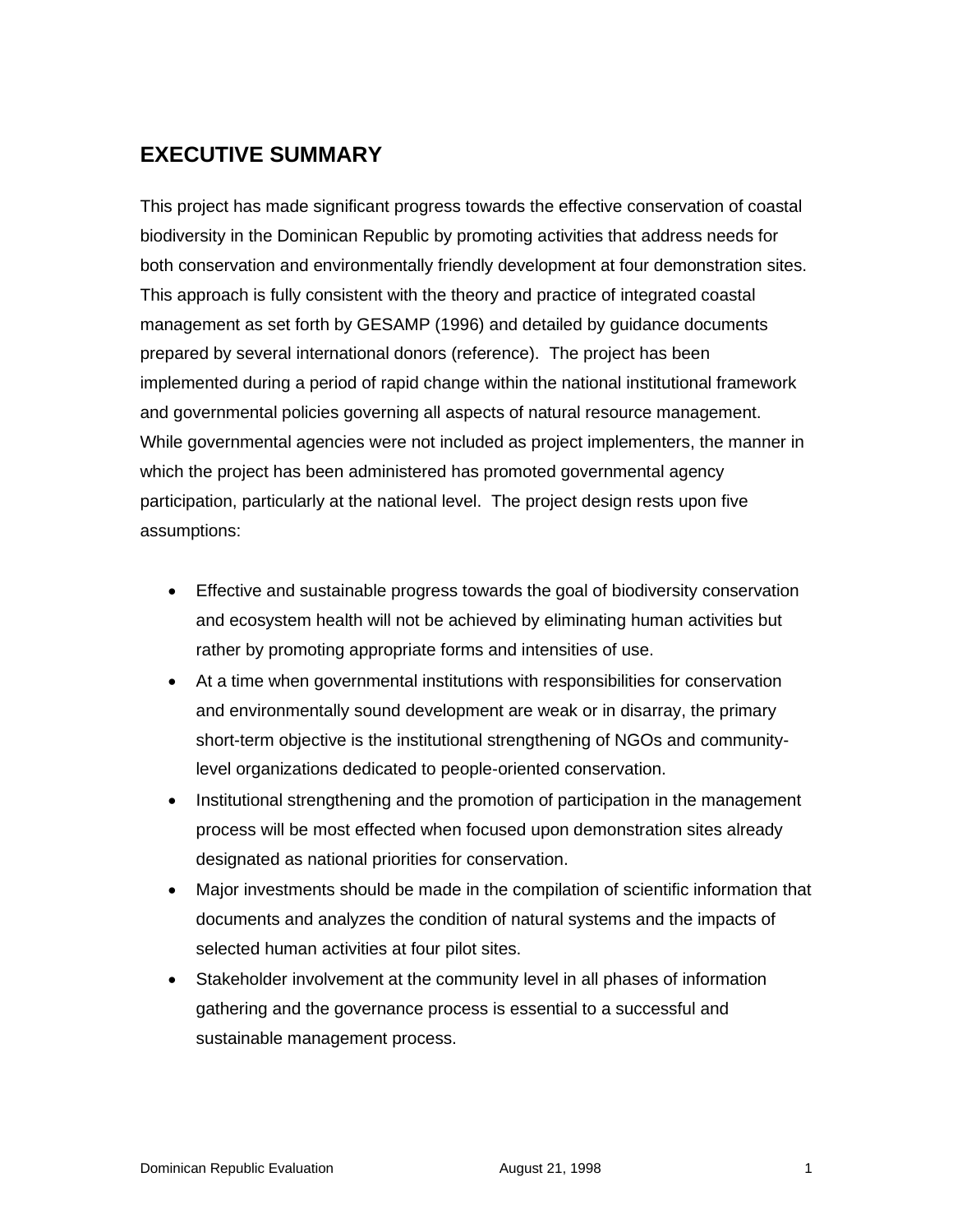## EXECUTIVE SUMMARY

This project has made significant progress towards the effective conservation of coastal biodiversity in the Dominican Republic by promoting activities that address needs for both conservation and environmentally friendly development at four demonstration sites. This approach is fully consistent with the theory and practice of integrated coastal management as set forth by GESAMP (1996) and detailed by guidance documents prepared by several international donors (reference). The project has been implemented during a period of rapid change within the national institutional framework and governmental policies governing all aspects of natural resource management. While governmental agencies were not included as project implementers, the manner in which the project has been administered has promoted governmental agency participation, particularly at the national level. The project design rests upon five assumptions:

- Effective and sustainable progress towards the goal of biodiversity conservation and ecosystem health will not be achieved by eliminating human activities but rather by promoting appropriate forms and intensities of use.
- At a time when governmental institutions with responsibilities for conservation and environmentally sound development are weak or in disarray, the primary short-term objective is the institutional strengthening of NGOs and community-level organizations dedicated to people-oriented conservation.
- Institutional strengthening and the promotion of participation in the management process will be most effected when focused upon demonstration sites already designated as national priorities for conservation.
- Major investments should be made in the compilation of scientific information that documents and analyzes the condition of natural systems and the impacts of selected human activities at four pilot sites.
- Stakeholder involvement at the community level in all phases of information gathering and the governance process is essential to a successful and sustainable management process.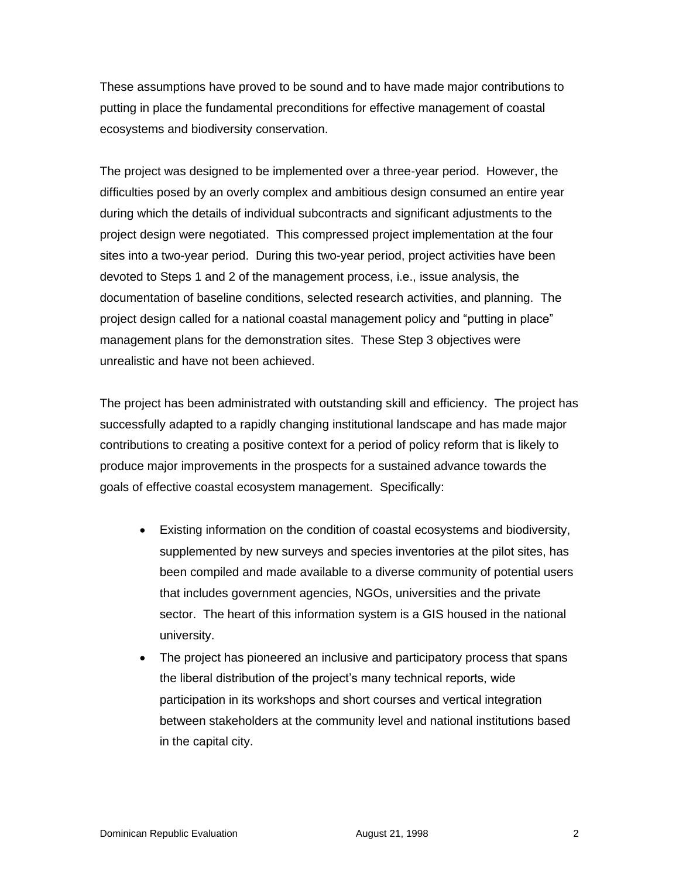These assumptions have proved to be sound and to have made major contributions to putting in place the fundamental preconditions for effective management of coastal ecosystems and biodiversity conservation.

The project was designed to be implemented over a three-year period. However, the difficulties posed by an overly complex and ambitious design consumed an entire year during which the details of individual subcontracts and significant adjustments to the project design were negotiated. This compressed project implementation at the four sites into a two-year period. During this two-year period, project activities have been devoted to Steps 1 and 2 of the management process, i.e., issue analysis, the documentation of baseline conditions, selected research activities, and planning. The project design called for a national coastal management policy and "putting in place" management plans for the demonstration sites. These Step 3 objectives were unrealistic and have not been achieved.

The project has been administrated with outstanding skill and efficiency. The project has successfully adapted to a rapidly changing institutional landscape and has made major contributions to creating a positive context for a period of policy reform that is likely to produce major improvements in the prospects for a sustained advance towards the goals of effective coastal ecosystem management. Specifically:

- Existing information on the condition of coastal ecosystems and biodiversity, supplemented by new surveys and species inventories at the pilot sites, has been compiled and made available to a diverse community of potential users that includes government agencies, NGOs, universities and the private sector. The heart of this information system is a GIS housed in the national university.
- The project has pioneered an inclusive and participatory process that spans the liberal distribution of the project's many technical reports, wide participation in its workshops and short courses and vertical integration between stakeholders at the community level and national institutions based in the capital city.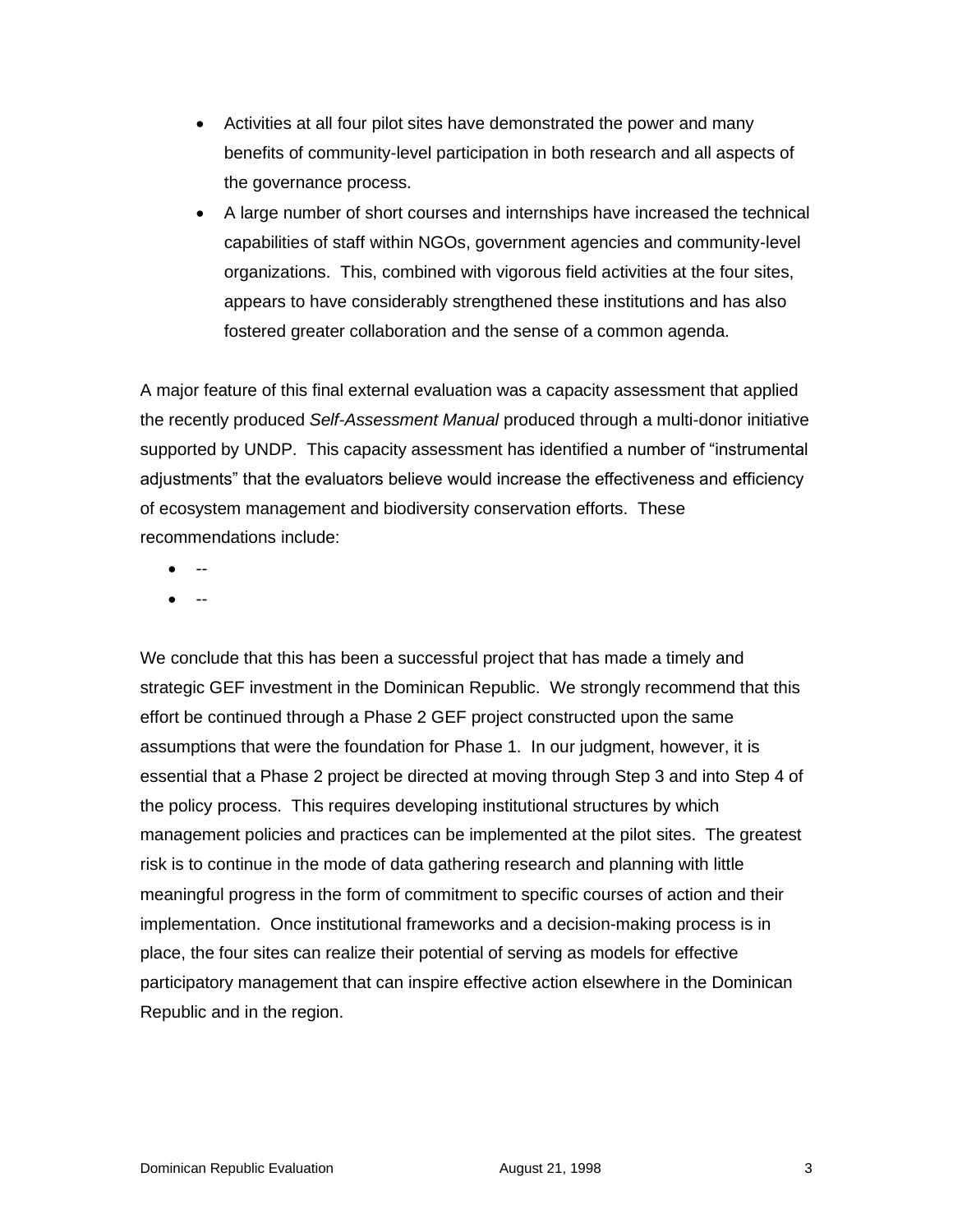- Activities at all four pilot sites have demonstrated the power and many benefits of community-level participation in both research and all aspects of the governance process.
- A large number of short courses and internships have increased the technical capabilities of staff within NGOs, government agencies and community-level organizations. This, combined with vigorous field activities at the four sites, appears to have considerably strengthened these institutions and has also fostered greater collaboration and the sense of a common agenda.

A major feature of this final external evaluation was a capacity assessment that applied the recently produced *Self-Assessment Manual* produced through a multi-donor initiative supported by UNDP. This capacity assessment has identified a number of "instrumental adjustments" that the evaluators believe would increase the effectiveness and efficiency of ecosystem management and biodiversity conservation efforts. These recommendations include:

- --
- --

We conclude that this has been a successful project that has made a timely and strategic GEF investment in the Dominican Republic. We strongly recommend that this effort be continued through a Phase 2 GEF project constructed upon the same assumptions that were the foundation for Phase 1. In our judgment, however, it is essential that a Phase 2 project be directed at moving through Step 3 and into Step 4 of the policy process. This requires developing institutional structures by which management policies and practices can be implemented at the pilot sites. The greatest risk is to continue in the mode of data gathering research and planning with little meaningful progress in the form of commitment to specific courses of action and their implementation. Once institutional frameworks and a decision-making process is in place, the four sites can realize their potential of serving as models for effective participatory management that can inspire effective action elsewhere in the Dominican Republic and in the region.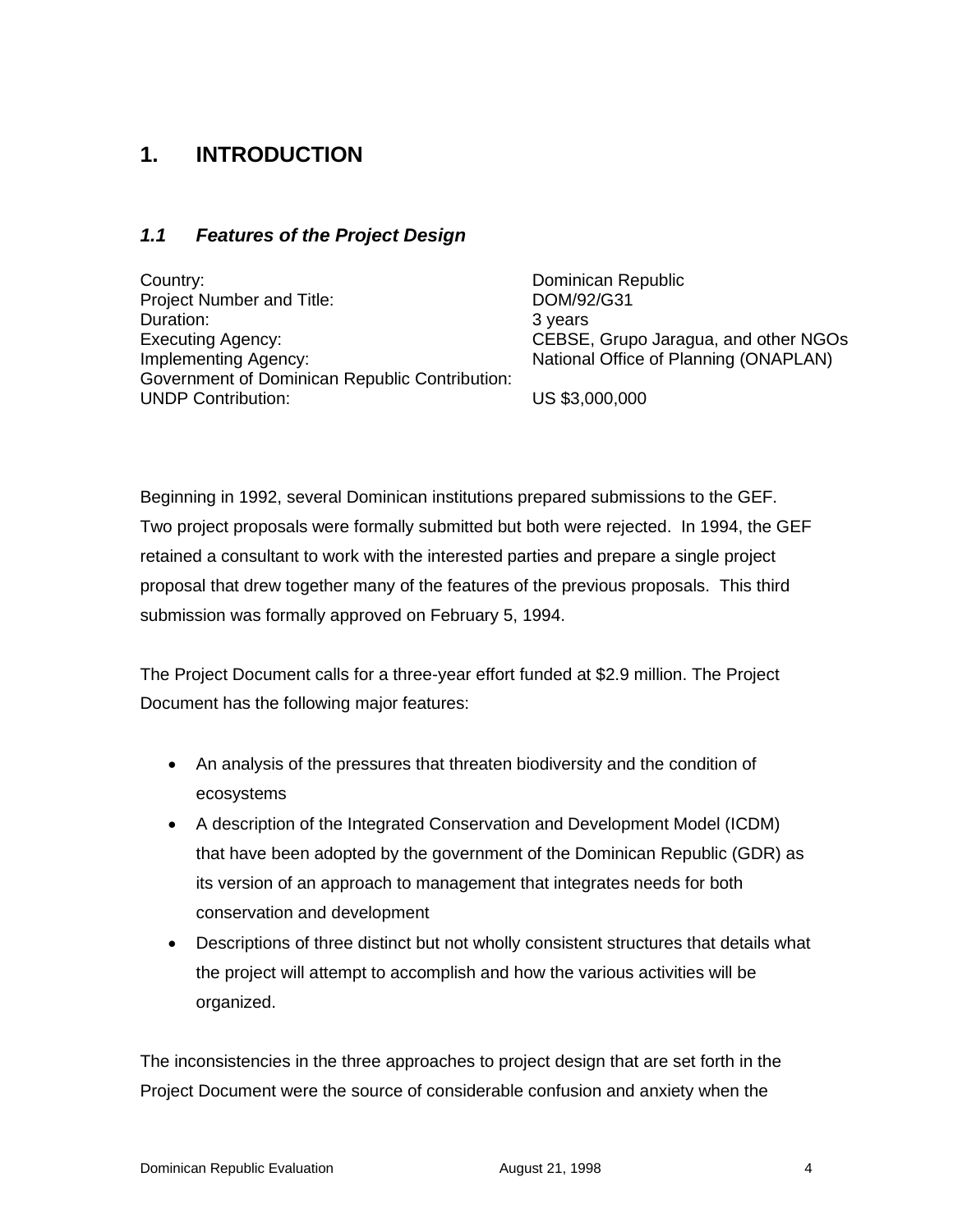# 1. INTRODUCTION

## *1.1 Features of the Project Design*

| | |
|---|---|
| Country: | Dominican Republic |
| Project Number and Title: | DOM/92/G31 |
| Duration: | 3 years |
| Executing Agency: | CEBSE, Grupo Jaragua, and other NGOs |
| Implementing Agency: | National Office of Planning (ONAPLAN) |
| Government of Dominican Republic Contribution: | |
| UNDP Contribution: | US $3,000,000 |

Beginning in 1992, several Dominican institutions prepared submissions to the GEF. Two project proposals were formally submitted but both were rejected. In 1994, the GEF retained a consultant to work with the interested parties and prepare a single project proposal that drew together many of the features of the previous proposals. This third submission was formally approved on February 5, 1994.

The Project Document calls for a three-year effort funded at $2.9 million. The Project Document has the following major features:

- An analysis of the pressures that threaten biodiversity and the condition of ecosystems
- A description of the Integrated Conservation and Development Model (ICDM) that have been adopted by the government of the Dominican Republic (GDR) as its version of an approach to management that integrates needs for both conservation and development
- Descriptions of three distinct but not wholly consistent structures that details what the project will attempt to accomplish and how the various activities will be organized.

The inconsistencies in the three approaches to project design that are set forth in the Project Document were the source of considerable confusion and anxiety when the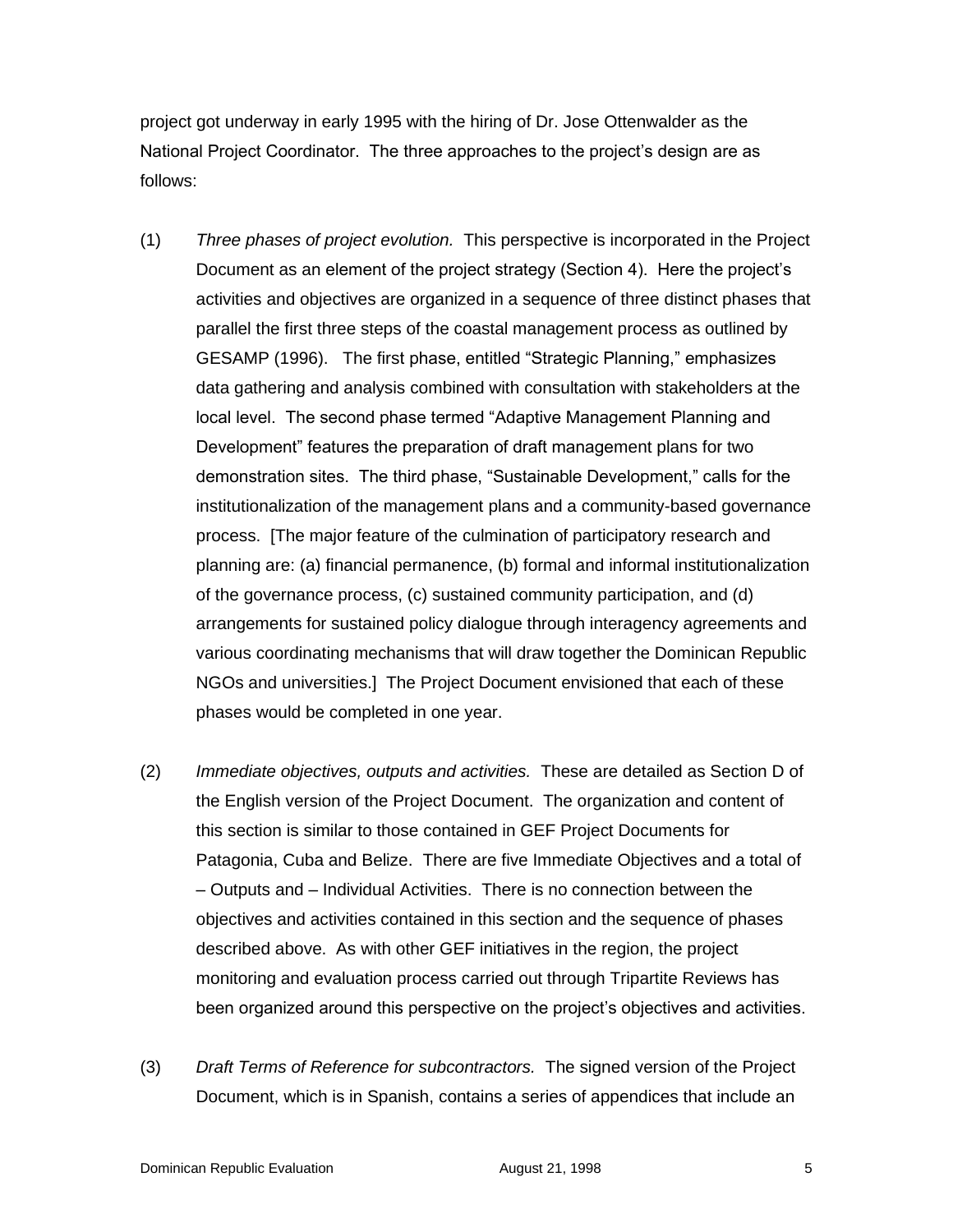project got underway in early 1995 with the hiring of Dr. Jose Ottenwalder as the National Project Coordinator. The three approaches to the project's design are as follows:

(1) *Three phases of project evolution.* This perspective is incorporated in the Project Document as an element of the project strategy (Section 4). Here the project's activities and objectives are organized in a sequence of three distinct phases that parallel the first three steps of the coastal management process as outlined by GESAMP (1996). The first phase, entitled "Strategic Planning," emphasizes data gathering and analysis combined with consultation with stakeholders at the local level. The second phase termed "Adaptive Management Planning and Development" features the preparation of draft management plans for two demonstration sites. The third phase, "Sustainable Development," calls for the institutionalization of the management plans and a community-based governance process. [The major feature of the culmination of participatory research and planning are: (a) financial permanence, (b) formal and informal institutionalization of the governance process, (c) sustained community participation, and (d) arrangements for sustained policy dialogue through interagency agreements and various coordinating mechanisms that will draw together the Dominican Republic NGOs and universities.] The Project Document envisioned that each of these phases would be completed in one year.

(2) *Immediate objectives, outputs and activities.* These are detailed as Section D of the English version of the Project Document. The organization and content of this section is similar to those contained in GEF Project Documents for Patagonia, Cuba and Belize. There are five Immediate Objectives and a total of – Outputs and – Individual Activities. There is no connection between the objectives and activities contained in this section and the sequence of phases described above. As with other GEF initiatives in the region, the project monitoring and evaluation process carried out through Tripartite Reviews has been organized around this perspective on the project's objectives and activities.

(3) *Draft Terms of Reference for subcontractors.* The signed version of the Project Document, which is in Spanish, contains a series of appendices that include an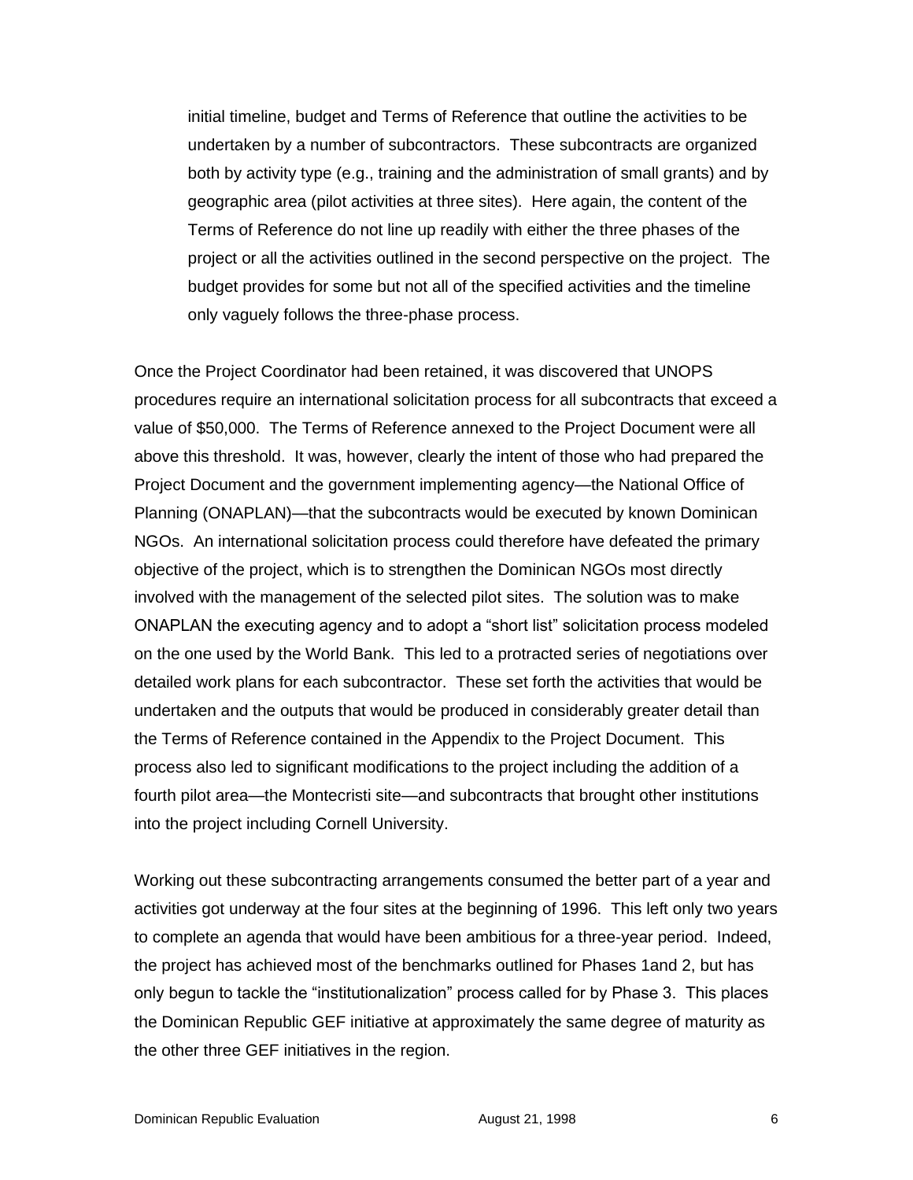initial timeline, budget and Terms of Reference that outline the activities to be undertaken by a number of subcontractors. These subcontracts are organized both by activity type (e.g., training and the administration of small grants) and by geographic area (pilot activities at three sites). Here again, the content of the Terms of Reference do not line up readily with either the three phases of the project or all the activities outlined in the second perspective on the project. The budget provides for some but not all of the specified activities and the timeline only vaguely follows the three-phase process.

Once the Project Coordinator had been retained, it was discovered that UNOPS procedures require an international solicitation process for all subcontracts that exceed a value of $50,000. The Terms of Reference annexed to the Project Document were all above this threshold. It was, however, clearly the intent of those who had prepared the Project Document and the government implementing agency—the National Office of Planning (ONAPLAN)—that the subcontracts would be executed by known Dominican NGOs. An international solicitation process could therefore have defeated the primary objective of the project, which is to strengthen the Dominican NGOs most directly involved with the management of the selected pilot sites. The solution was to make ONAPLAN the executing agency and to adopt a "short list" solicitation process modeled on the one used by the World Bank. This led to a protracted series of negotiations over detailed work plans for each subcontractor. These set forth the activities that would be undertaken and the outputs that would be produced in considerably greater detail than the Terms of Reference contained in the Appendix to the Project Document. This process also led to significant modifications to the project including the addition of a fourth pilot area—the Montecristi site—and subcontracts that brought other institutions into the project including Cornell University.

Working out these subcontracting arrangements consumed the better part of a year and activities got underway at the four sites at the beginning of 1996. This left only two years to complete an agenda that would have been ambitious for a three-year period. Indeed, the project has achieved most of the benchmarks outlined for Phases 1and 2, but has only begun to tackle the "institutionalization" process called for by Phase 3. This places the Dominican Republic GEF initiative at approximately the same degree of maturity as the other three GEF initiatives in the region.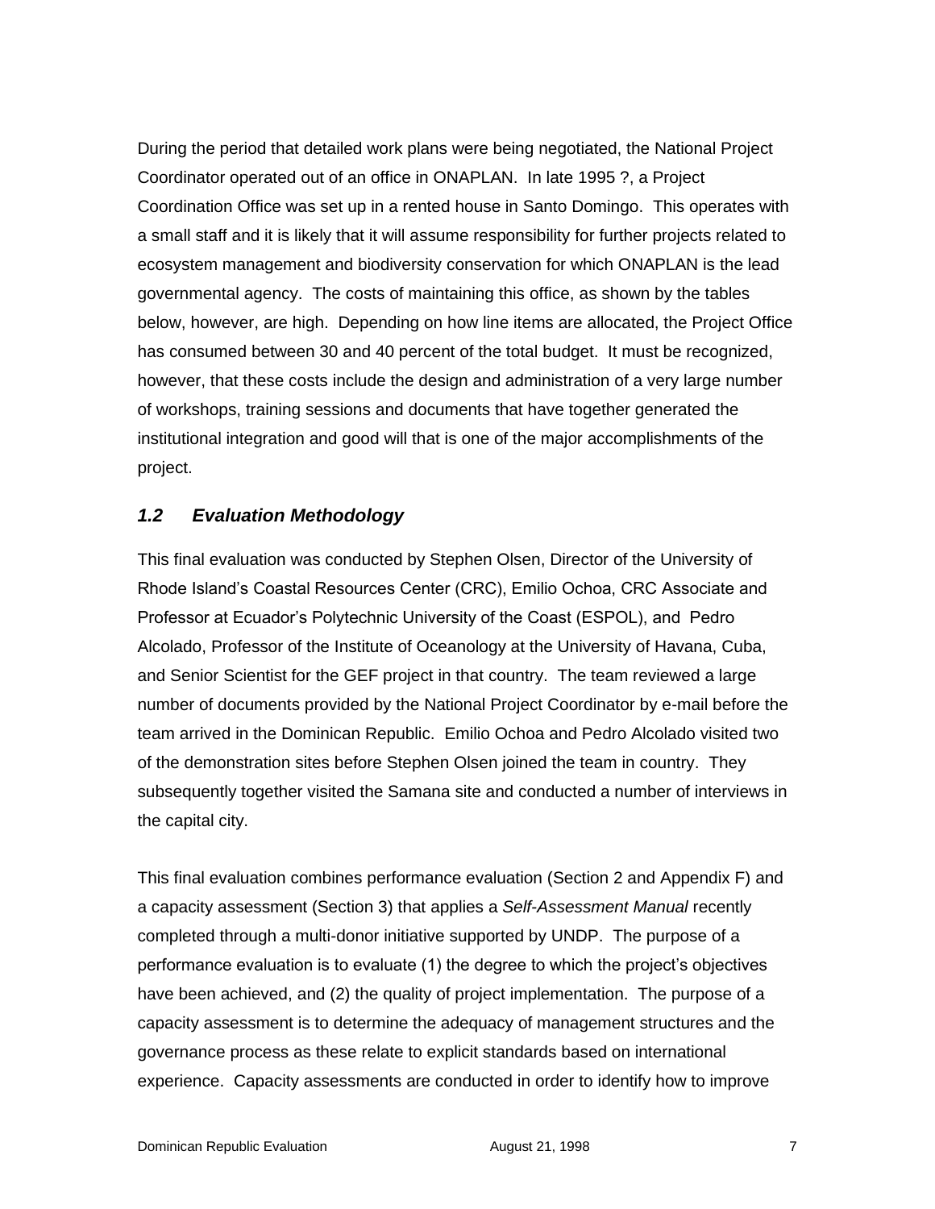During the period that detailed work plans were being negotiated, the National Project Coordinator operated out of an office in ONAPLAN. In late 1995 ?, a Project Coordination Office was set up in a rented house in Santo Domingo. This operates with a small staff and it is likely that it will assume responsibility for further projects related to ecosystem management and biodiversity conservation for which ONAPLAN is the lead governmental agency. The costs of maintaining this office, as shown by the tables below, however, are high. Depending on how line items are allocated, the Project Office has consumed between 30 and 40 percent of the total budget. It must be recognized, however, that these costs include the design and administration of a very large number of workshops, training sessions and documents that have together generated the institutional integration and good will that is one of the major accomplishments of the project.

### *1.2 Evaluation Methodology*

This final evaluation was conducted by Stephen Olsen, Director of the University of Rhode Island's Coastal Resources Center (CRC), Emilio Ochoa, CRC Associate and Professor at Ecuador's Polytechnic University of the Coast (ESPOL), and Pedro Alcolado, Professor of the Institute of Oceanology at the University of Havana, Cuba, and Senior Scientist for the GEF project in that country. The team reviewed a large number of documents provided by the National Project Coordinator by e-mail before the team arrived in the Dominican Republic. Emilio Ochoa and Pedro Alcolado visited two of the demonstration sites before Stephen Olsen joined the team in country. They subsequently together visited the Samana site and conducted a number of interviews in the capital city.

This final evaluation combines performance evaluation (Section 2 and Appendix F) and a capacity assessment (Section 3) that applies a *Self-Assessment Manual* recently completed through a multi-donor initiative supported by UNDP. The purpose of a performance evaluation is to evaluate (1) the degree to which the project's objectives have been achieved, and (2) the quality of project implementation. The purpose of a capacity assessment is to determine the adequacy of management structures and the governance process as these relate to explicit standards based on international experience. Capacity assessments are conducted in order to identify how to improve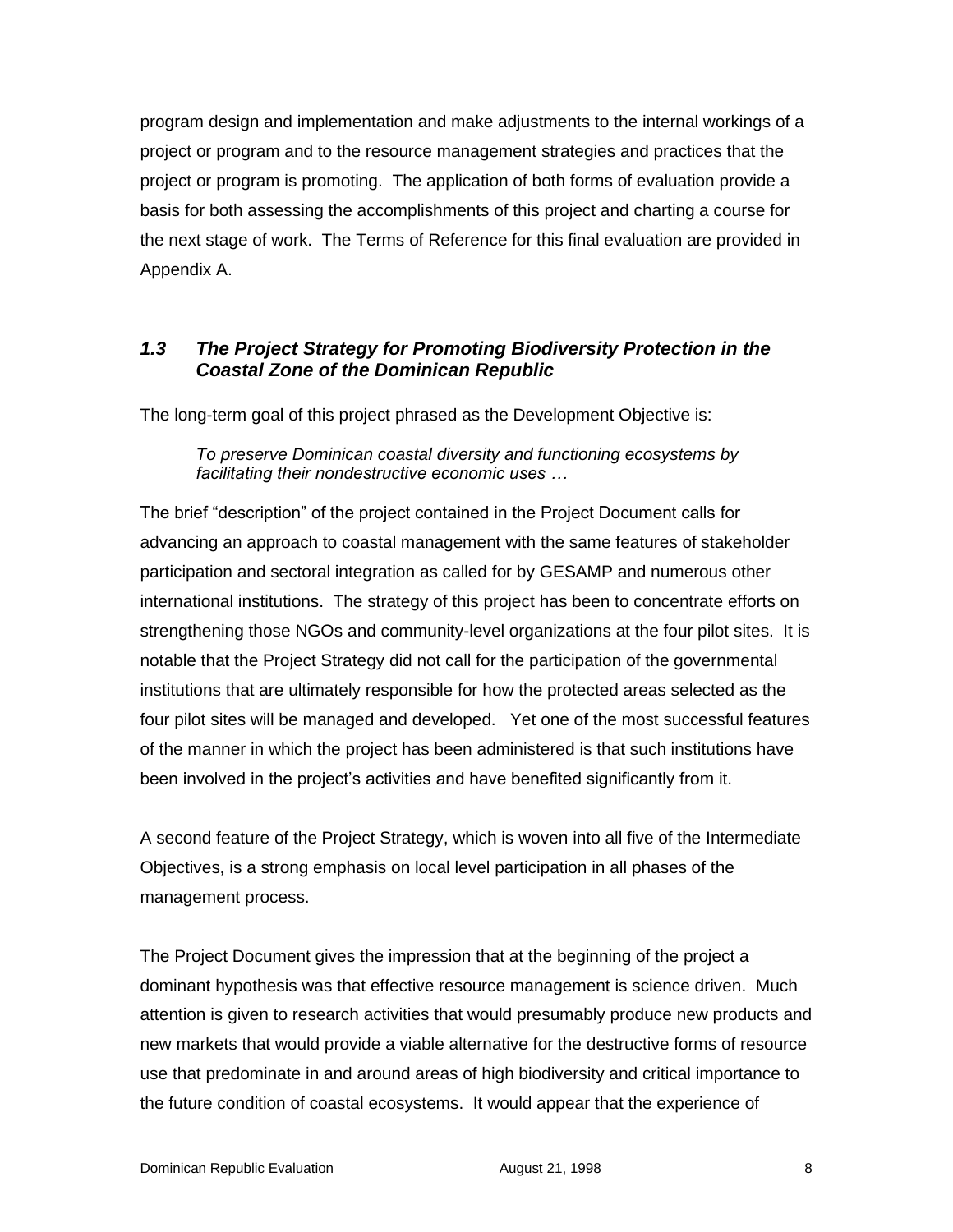program design and implementation and make adjustments to the internal workings of a project or program and to the resource management strategies and practices that the project or program is promoting. The application of both forms of evaluation provide a basis for both assessing the accomplishments of this project and charting a course for the next stage of work. The Terms of Reference for this final evaluation are provided in Appendix A.

### *1.3 The Project Strategy for Promoting Biodiversity Protection in the Coastal Zone of the Dominican Republic*

The long-term goal of this project phrased as the Development Objective is:

> *To preserve Dominican coastal diversity and functioning ecosystems by facilitating their nondestructive economic uses …*

The brief "description" of the project contained in the Project Document calls for advancing an approach to coastal management with the same features of stakeholder participation and sectoral integration as called for by GESAMP and numerous other international institutions. The strategy of this project has been to concentrate efforts on strengthening those NGOs and community-level organizations at the four pilot sites. It is notable that the Project Strategy did not call for the participation of the governmental institutions that are ultimately responsible for how the protected areas selected as the four pilot sites will be managed and developed. Yet one of the most successful features of the manner in which the project has been administered is that such institutions have been involved in the project's activities and have benefited significantly from it.

A second feature of the Project Strategy, which is woven into all five of the Intermediate Objectives, is a strong emphasis on local level participation in all phases of the management process.

The Project Document gives the impression that at the beginning of the project a dominant hypothesis was that effective resource management is science driven. Much attention is given to research activities that would presumably produce new products and new markets that would provide a viable alternative for the destructive forms of resource use that predominate in and around areas of high biodiversity and critical importance to the future condition of coastal ecosystems. It would appear that the experience of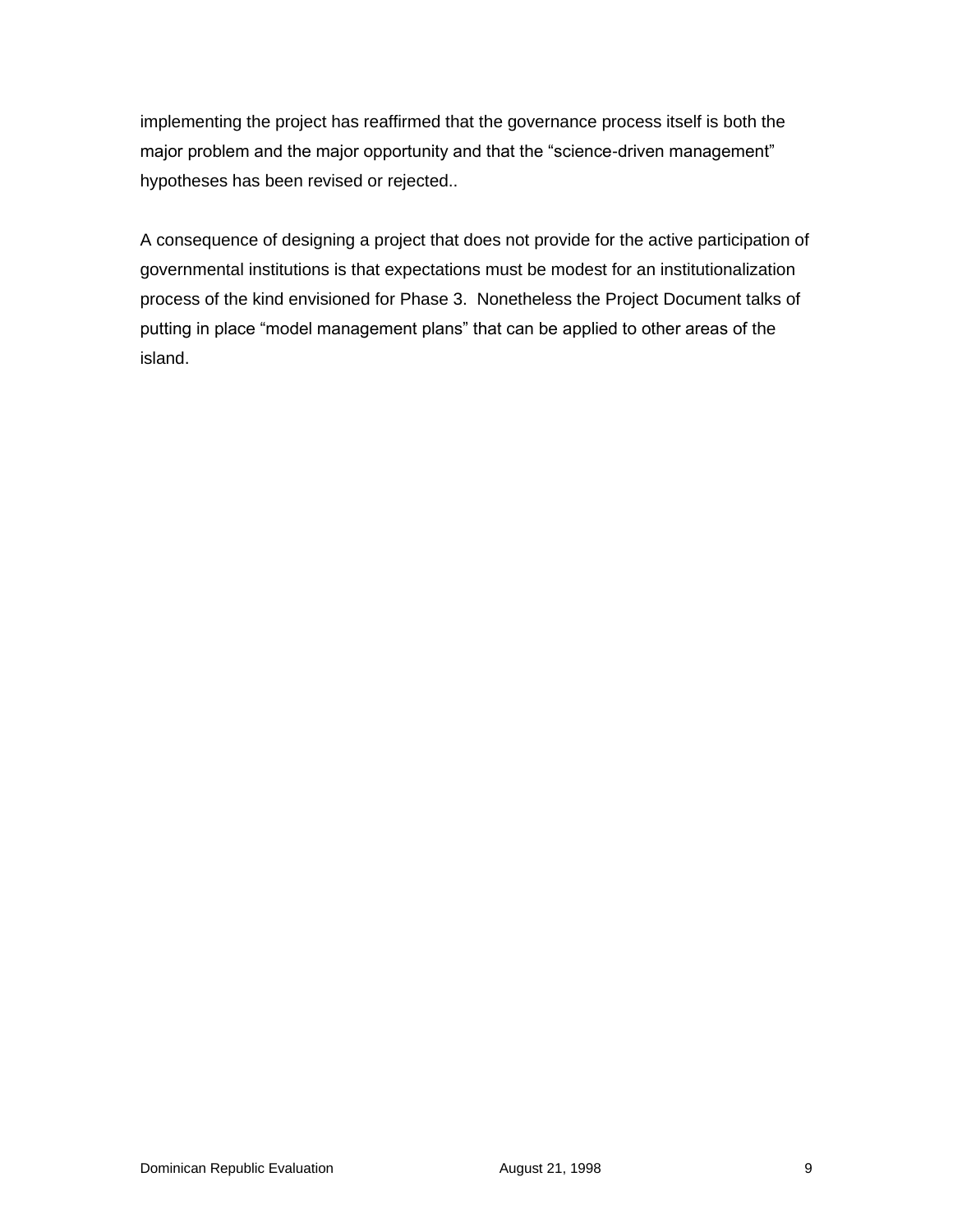implementing the project has reaffirmed that the governance process itself is both the major problem and the major opportunity and that the “science-driven management” hypotheses has been revised or rejected..

A consequence of designing a project that does not provide for the active participation of governmental institutions is that expectations must be modest for an institutionalization process of the kind envisioned for Phase 3. Nonetheless the Project Document talks of putting in place “model management plans” that can be applied to other areas of the island.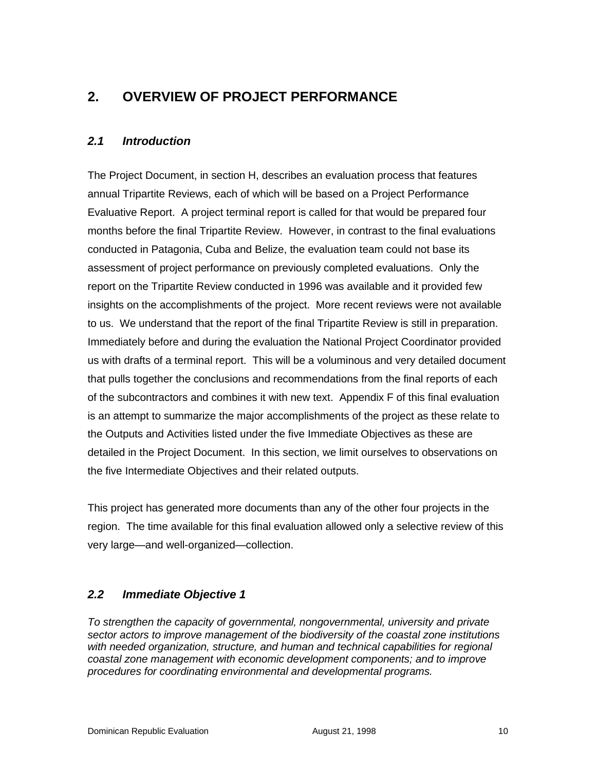# 2. OVERVIEW OF PROJECT PERFORMANCE

## *2.1 Introduction*

The Project Document, in section H, describes an evaluation process that features annual Tripartite Reviews, each of which will be based on a Project Performance Evaluative Report. A project terminal report is called for that would be prepared four months before the final Tripartite Review. However, in contrast to the final evaluations conducted in Patagonia, Cuba and Belize, the evaluation team could not base its assessment of project performance on previously completed evaluations. Only the report on the Tripartite Review conducted in 1996 was available and it provided few insights on the accomplishments of the project. More recent reviews were not available to us. We understand that the report of the final Tripartite Review is still in preparation. Immediately before and during the evaluation the National Project Coordinator provided us with drafts of a terminal report. This will be a voluminous and very detailed document that pulls together the conclusions and recommendations from the final reports of each of the subcontractors and combines it with new text. Appendix F of this final evaluation is an attempt to summarize the major accomplishments of the project as these relate to the Outputs and Activities listed under the five Immediate Objectives as these are detailed in the Project Document. In this section, we limit ourselves to observations on the five Intermediate Objectives and their related outputs.

This project has generated more documents than any of the other four projects in the region. The time available for this final evaluation allowed only a selective review of this very large—and well-organized—collection.

## *2.2 Immediate Objective 1*

*To strengthen the capacity of governmental, nongovernmental, university and private sector actors to improve management of the biodiversity of the coastal zone institutions with needed organization, structure, and human and technical capabilities for regional coastal zone management with economic development components; and to improve procedures for coordinating environmental and developmental programs.*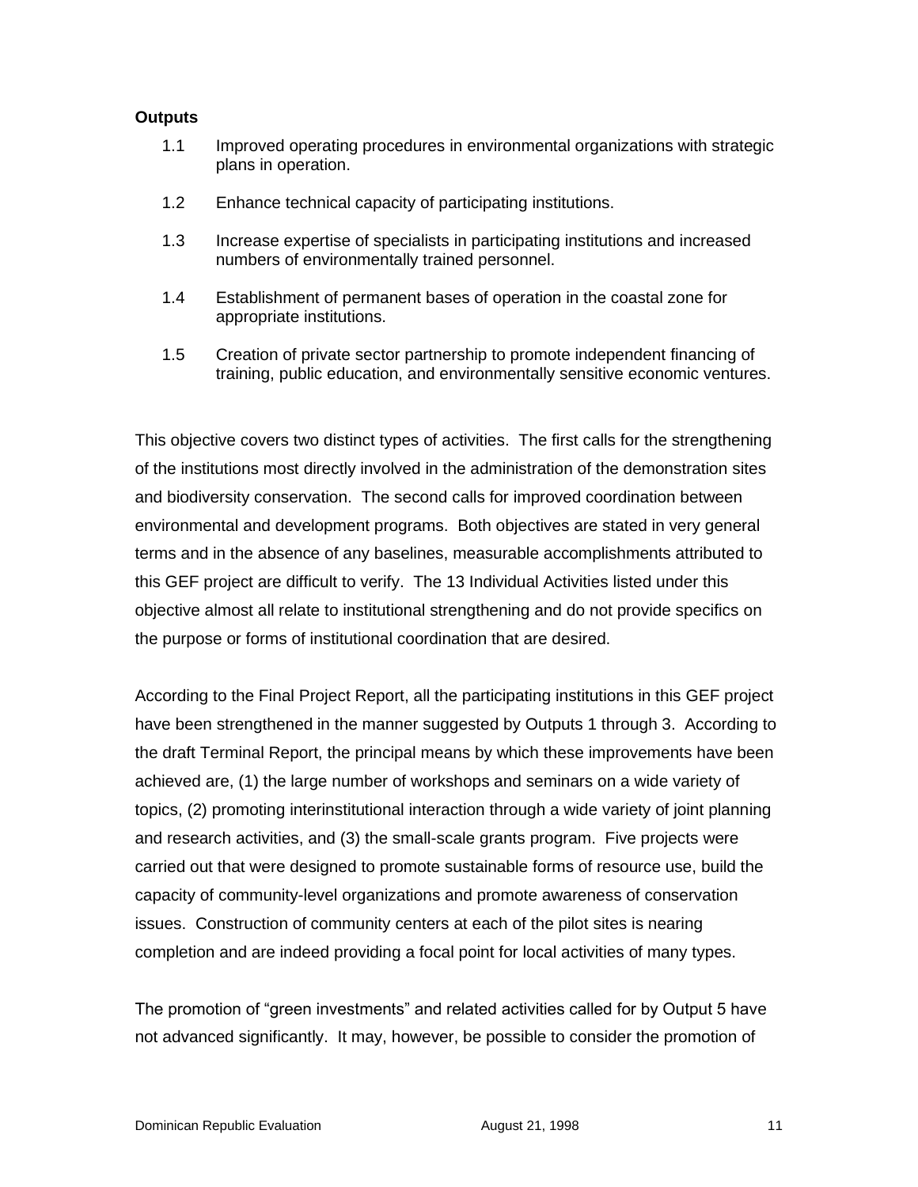**Outputs**

1.1 Improved operating procedures in environmental organizations with strategic plans in operation.

1.2 Enhance technical capacity of participating institutions.

1.3 Increase expertise of specialists in participating institutions and increased numbers of environmentally trained personnel.

1.4 Establishment of permanent bases of operation in the coastal zone for appropriate institutions.

1.5 Creation of private sector partnership to promote independent financing of training, public education, and environmentally sensitive economic ventures.

This objective covers two distinct types of activities. The first calls for the strengthening of the institutions most directly involved in the administration of the demonstration sites and biodiversity conservation. The second calls for improved coordination between environmental and development programs. Both objectives are stated in very general terms and in the absence of any baselines, measurable accomplishments attributed to this GEF project are difficult to verify. The 13 Individual Activities listed under this objective almost all relate to institutional strengthening and do not provide specifics on the purpose or forms of institutional coordination that are desired.

According to the Final Project Report, all the participating institutions in this GEF project have been strengthened in the manner suggested by Outputs 1 through 3. According to the draft Terminal Report, the principal means by which these improvements have been achieved are, (1) the large number of workshops and seminars on a wide variety of topics, (2) promoting interinstitutional interaction through a wide variety of joint planning and research activities, and (3) the small-scale grants program. Five projects were carried out that were designed to promote sustainable forms of resource use, build the capacity of community-level organizations and promote awareness of conservation issues. Construction of community centers at each of the pilot sites is nearing completion and are indeed providing a focal point for local activities of many types.

The promotion of "green investments" and related activities called for by Output 5 have not advanced significantly. It may, however, be possible to consider the promotion of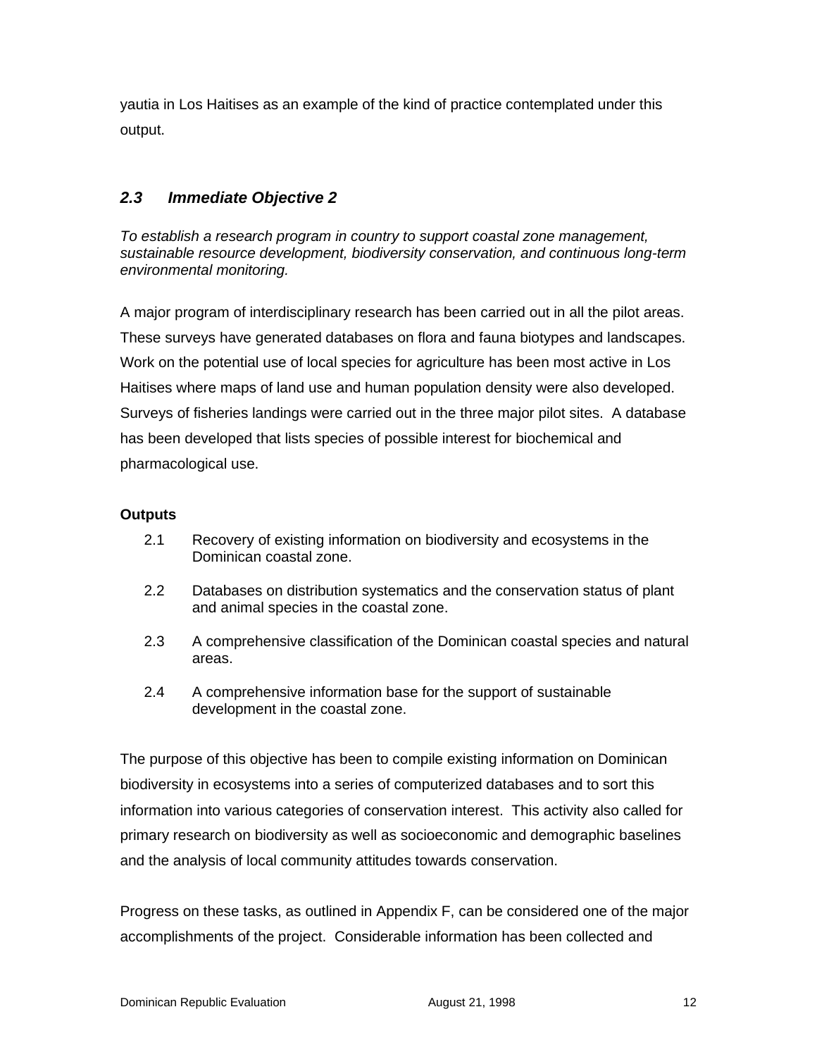yautia in Los Haitises as an example of the kind of practice contemplated under this output.

### *2.3 Immediate Objective 2*

*To establish a research program in country to support coastal zone management, sustainable resource development, biodiversity conservation, and continuous long-term environmental monitoring.*

A major program of interdisciplinary research has been carried out in all the pilot areas. These surveys have generated databases on flora and fauna biotypes and landscapes. Work on the potential use of local species for agriculture has been most active in Los Haitises where maps of land use and human population density were also developed. Surveys of fisheries landings were carried out in the three major pilot sites. A database has been developed that lists species of possible interest for biochemical and pharmacological use.

**Outputs**

2.1 Recovery of existing information on biodiversity and ecosystems in the Dominican coastal zone.

2.2 Databases on distribution systematics and the conservation status of plant and animal species in the coastal zone.

2.3 A comprehensive classification of the Dominican coastal species and natural areas.

2.4 A comprehensive information base for the support of sustainable development in the coastal zone.

The purpose of this objective has been to compile existing information on Dominican biodiversity in ecosystems into a series of computerized databases and to sort this information into various categories of conservation interest. This activity also called for primary research on biodiversity as well as socioeconomic and demographic baselines and the analysis of local community attitudes towards conservation.

Progress on these tasks, as outlined in Appendix F, can be considered one of the major accomplishments of the project. Considerable information has been collected and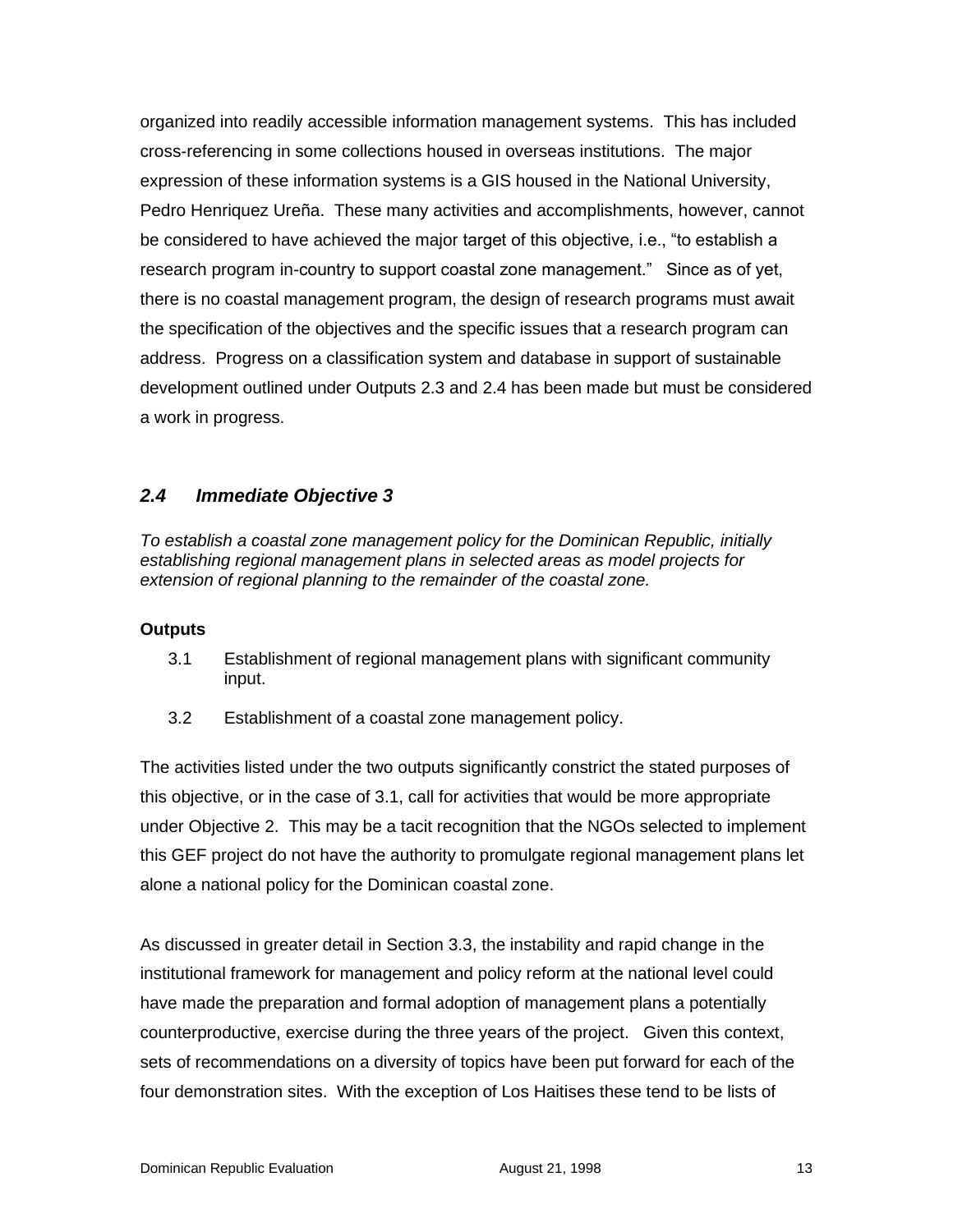organized into readily accessible information management systems. This has included cross-referencing in some collections housed in overseas institutions. The major expression of these information systems is a GIS housed in the National University, Pedro Henriquez Ureña. These many activities and accomplishments, however, cannot be considered to have achieved the major target of this objective, i.e., "to establish a research program in-country to support coastal zone management." Since as of yet, there is no coastal management program, the design of research programs must await the specification of the objectives and the specific issues that a research program can address. Progress on a classification system and database in support of sustainable development outlined under Outputs 2.3 and 2.4 has been made but must be considered a work in progress.

### *2.4 Immediate Objective 3*

*To establish a coastal zone management policy for the Dominican Republic, initially establishing regional management plans in selected areas as model projects for extension of regional planning to the remainder of the coastal zone.*

**Outputs**

3.1 Establishment of regional management plans with significant community input.

3.2 Establishment of a coastal zone management policy.

The activities listed under the two outputs significantly constrict the stated purposes of this objective, or in the case of 3.1, call for activities that would be more appropriate under Objective 2. This may be a tacit recognition that the NGOs selected to implement this GEF project do not have the authority to promulgate regional management plans let alone a national policy for the Dominican coastal zone.

As discussed in greater detail in Section 3.3, the instability and rapid change in the institutional framework for management and policy reform at the national level could have made the preparation and formal adoption of management plans a potentially counterproductive, exercise during the three years of the project. Given this context, sets of recommendations on a diversity of topics have been put forward for each of the four demonstration sites. With the exception of Los Haitises these tend to be lists of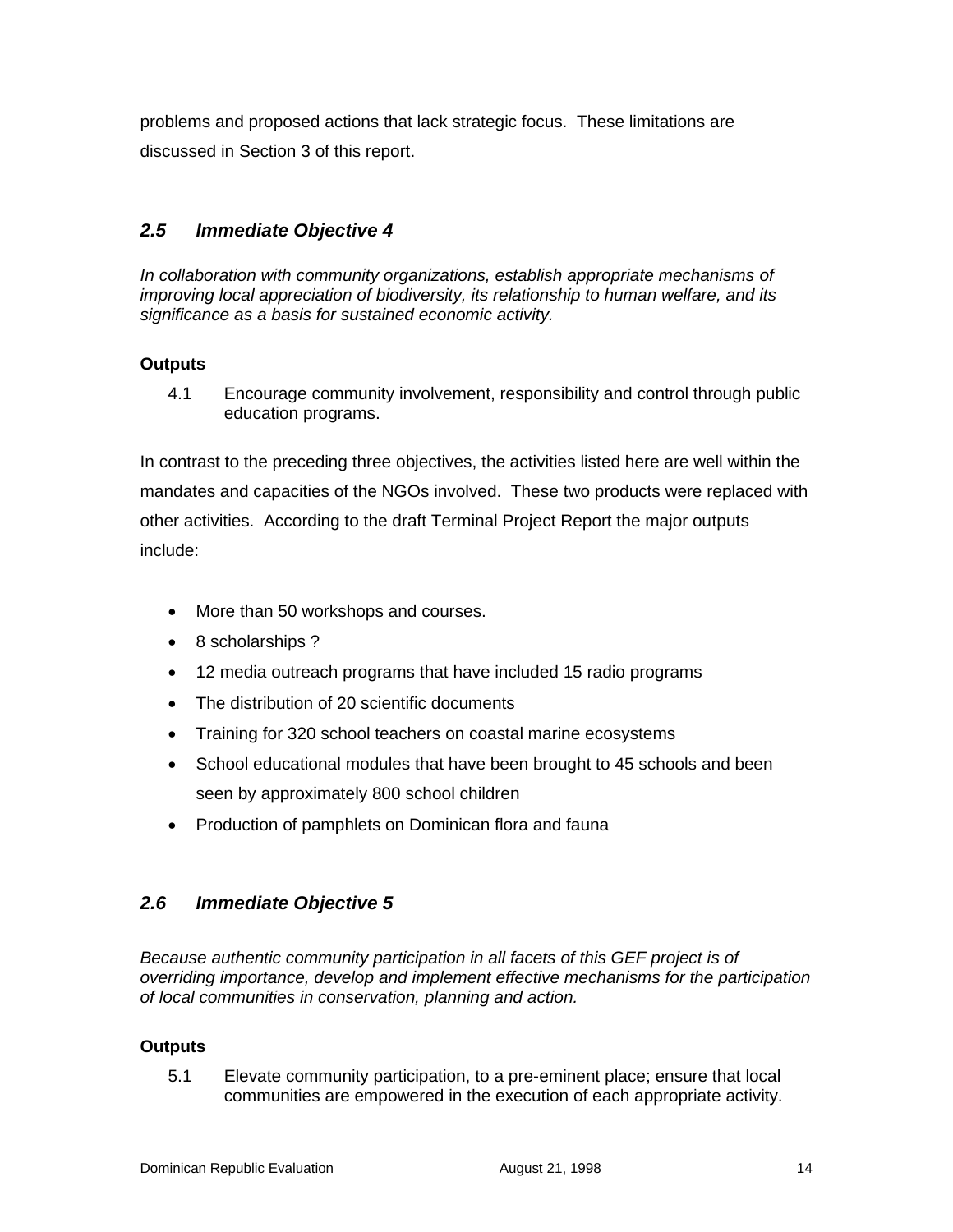problems and proposed actions that lack strategic focus. These limitations are discussed in Section 3 of this report.

## *2.5 Immediate Objective 4*

*In collaboration with community organizations, establish appropriate mechanisms of improving local appreciation of biodiversity, its relationship to human welfare, and its significance as a basis for sustained economic activity.*

**Outputs**

4.1 Encourage community involvement, responsibility and control through public education programs.

In contrast to the preceding three objectives, the activities listed here are well within the mandates and capacities of the NGOs involved. These two products were replaced with other activities. According to the draft Terminal Project Report the major outputs include:

- More than 50 workshops and courses.
- 8 scholarships ?
- 12 media outreach programs that have included 15 radio programs
- The distribution of 20 scientific documents
- Training for 320 school teachers on coastal marine ecosystems
- School educational modules that have been brought to 45 schools and been seen by approximately 800 school children
- Production of pamphlets on Dominican flora and fauna

## *2.6 Immediate Objective 5*

*Because authentic community participation in all facets of this GEF project is of overriding importance, develop and implement effective mechanisms for the participation of local communities in conservation, planning and action.*

**Outputs**

5.1 Elevate community participation, to a pre-eminent place; ensure that local communities are empowered in the execution of each appropriate activity.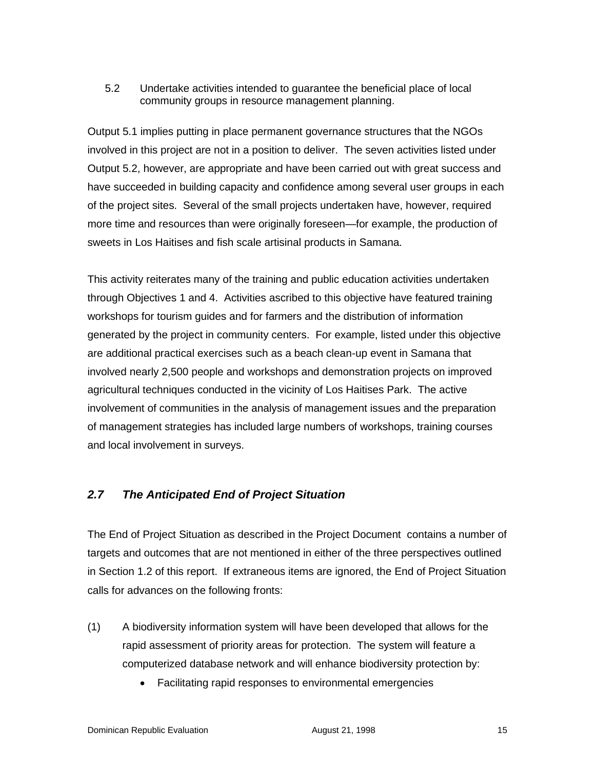5.2 Undertake activities intended to guarantee the beneficial place of local community groups in resource management planning.

Output 5.1 implies putting in place permanent governance structures that the NGOs involved in this project are not in a position to deliver. The seven activities listed under Output 5.2, however, are appropriate and have been carried out with great success and have succeeded in building capacity and confidence among several user groups in each of the project sites. Several of the small projects undertaken have, however, required more time and resources than were originally foreseen—for example, the production of sweets in Los Haitises and fish scale artisinal products in Samana.

This activity reiterates many of the training and public education activities undertaken through Objectives 1 and 4. Activities ascribed to this objective have featured training workshops for tourism guides and for farmers and the distribution of information generated by the project in community centers. For example, listed under this objective are additional practical exercises such as a beach clean-up event in Samana that involved nearly 2,500 people and workshops and demonstration projects on improved agricultural techniques conducted in the vicinity of Los Haitises Park. The active involvement of communities in the analysis of management issues and the preparation of management strategies has included large numbers of workshops, training courses and local involvement in surveys.

## *2.7 The Anticipated End of Project Situation*

The End of Project Situation as described in the Project Document contains a number of targets and outcomes that are not mentioned in either of the three perspectives outlined in Section 1.2 of this report. If extraneous items are ignored, the End of Project Situation calls for advances on the following fronts:

(1) A biodiversity information system will have been developed that allows for the rapid assessment of priority areas for protection. The system will feature a computerized database network and will enhance biodiversity protection by:

- Facilitating rapid responses to environmental emergencies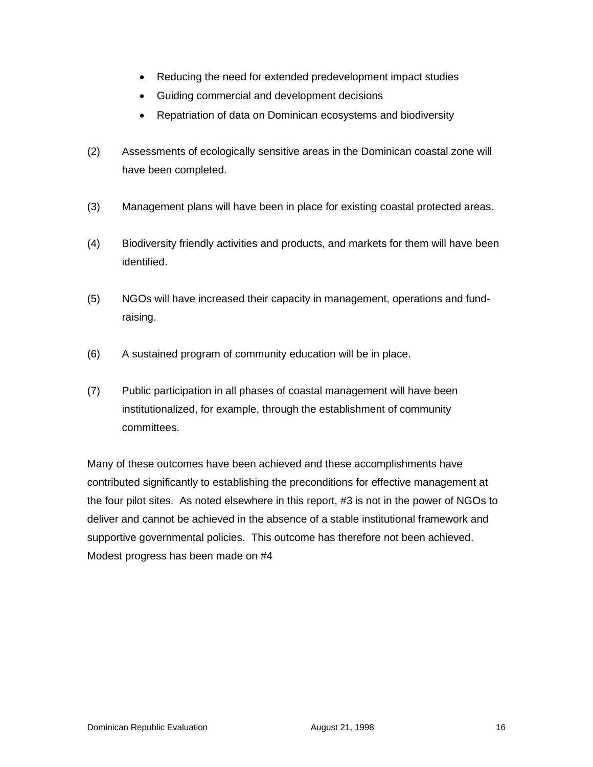- Reducing the need for extended predevelopment impact studies
- Guiding commercial and development decisions
- Repatriation of data on Dominican ecosystems and biodiversity

(2) Assessments of ecologically sensitive areas in the Dominican coastal zone will have been completed.

(3) Management plans will have been in place for existing coastal protected areas.

(4) Biodiversity friendly activities and products, and markets for them will have been identified.

(5) NGOs will have increased their capacity in management, operations and fund-raising.

(6) A sustained program of community education will be in place.

(7) Public participation in all phases of coastal management will have been institutionalized, for example, through the establishment of community committees.

Many of these outcomes have been achieved and these accomplishments have contributed significantly to establishing the preconditions for effective management at the four pilot sites. As noted elsewhere in this report, #3 is not in the power of NGOs to deliver and cannot be achieved in the absence of a stable institutional framework and supportive governmental policies. This outcome has therefore not been achieved. Modest progress has been made on #4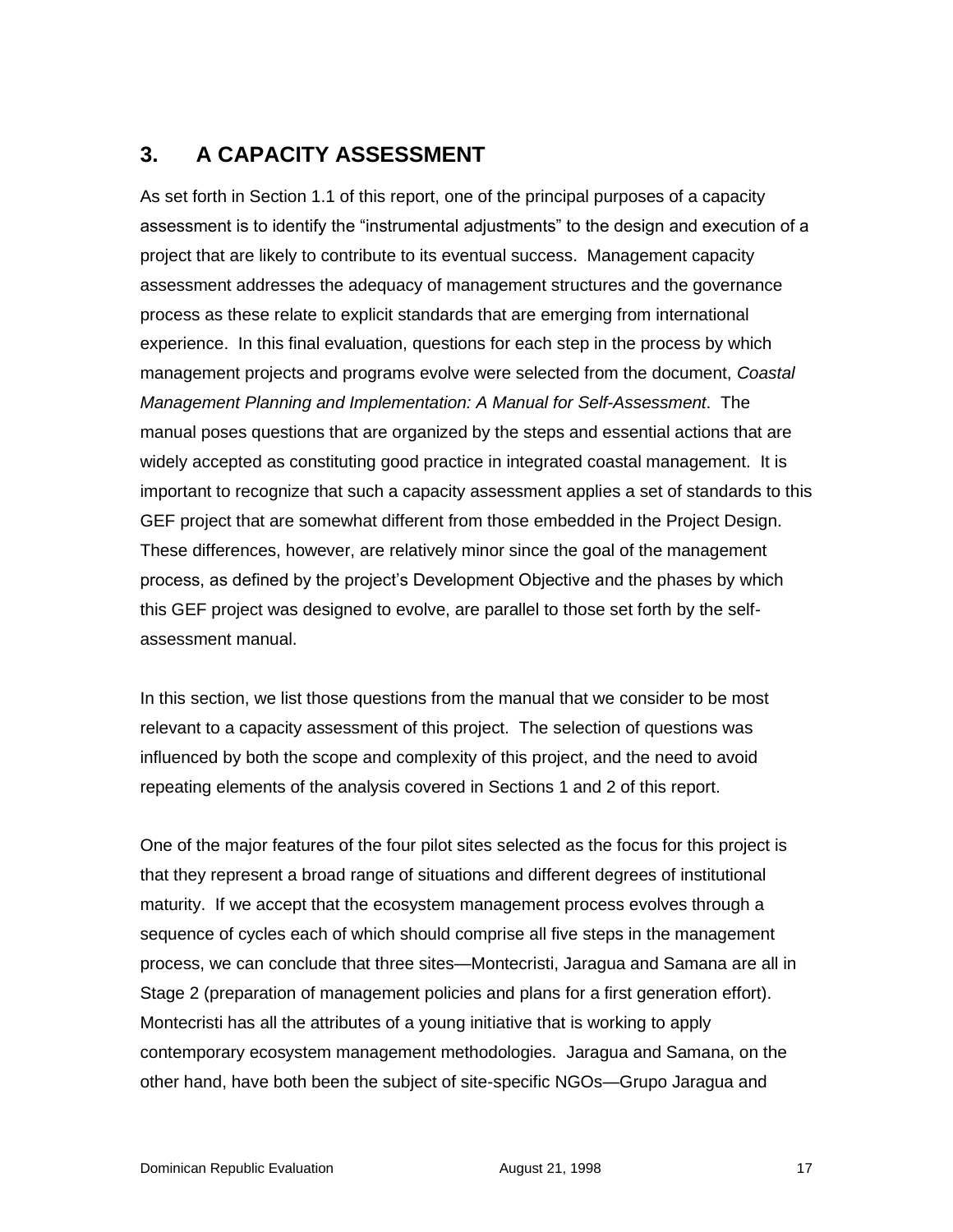## 3. A CAPACITY ASSESSMENT

As set forth in Section 1.1 of this report, one of the principal purposes of a capacity assessment is to identify the "instrumental adjustments" to the design and execution of a project that are likely to contribute to its eventual success. Management capacity assessment addresses the adequacy of management structures and the governance process as these relate to explicit standards that are emerging from international experience. In this final evaluation, questions for each step in the process by which management projects and programs evolve were selected from the document, *Coastal Management Planning and Implementation: A Manual for Self-Assessment*. The manual poses questions that are organized by the steps and essential actions that are widely accepted as constituting good practice in integrated coastal management. It is important to recognize that such a capacity assessment applies a set of standards to this GEF project that are somewhat different from those embedded in the Project Design. These differences, however, are relatively minor since the goal of the management process, as defined by the project's Development Objective and the phases by which this GEF project was designed to evolve, are parallel to those set forth by the self-assessment manual.

In this section, we list those questions from the manual that we consider to be most relevant to a capacity assessment of this project. The selection of questions was influenced by both the scope and complexity of this project, and the need to avoid repeating elements of the analysis covered in Sections 1 and 2 of this report.

One of the major features of the four pilot sites selected as the focus for this project is that they represent a broad range of situations and different degrees of institutional maturity. If we accept that the ecosystem management process evolves through a sequence of cycles each of which should comprise all five steps in the management process, we can conclude that three sites—Montecristi, Jaragua and Samana are all in Stage 2 (preparation of management policies and plans for a first generation effort). Montecristi has all the attributes of a young initiative that is working to apply contemporary ecosystem management methodologies. Jaragua and Samana, on the other hand, have both been the subject of site-specific NGOs—Grupo Jaragua and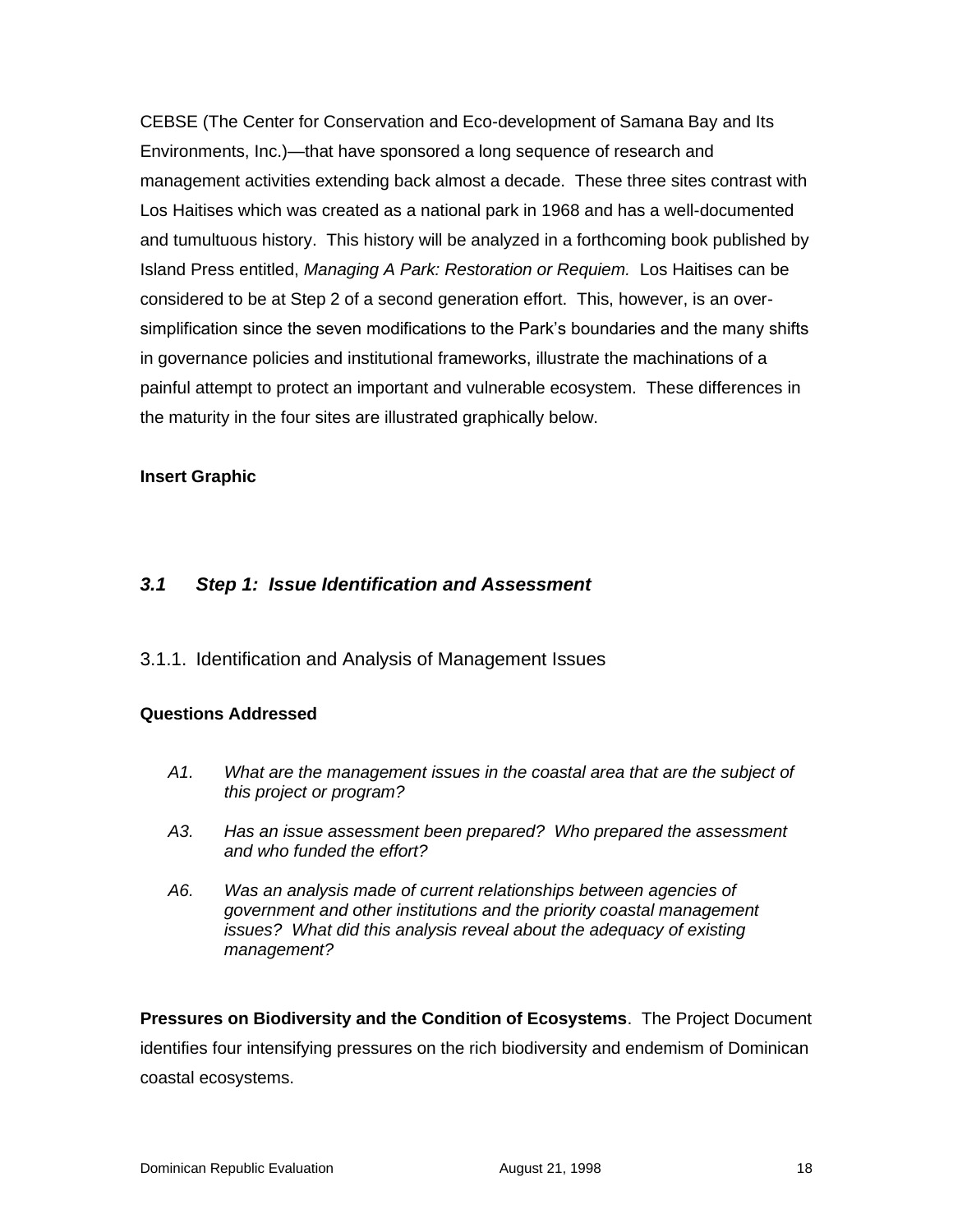CEBSE (The Center for Conservation and Eco-development of Samana Bay and Its Environments, Inc.)—that have sponsored a long sequence of research and management activities extending back almost a decade.  These three sites contrast with Los Haitises which was created as a national park in 1968 and has a well-documented and tumultuous history.  This history will be analyzed in a forthcoming book published by Island Press entitled, *Managing A Park: Restoration or Requiem.*  Los Haitises can be considered to be at Step 2 of a second generation effort.  This, however, is an over-simplification since the seven modifications to the Park's boundaries and the many shifts in governance policies and institutional frameworks, illustrate the machinations of a painful attempt to protect an important and vulnerable ecosystem.  These differences in the maturity in the four sites are illustrated graphically below.

**Insert Graphic**

### *3.1 Step 1: Issue Identification and Assessment*

#### 3.1.1. Identification and Analysis of Management Issues

**Questions Addressed**

*A1. What are the management issues in the coastal area that are the subject of this project or program?*

*A3. Has an issue assessment been prepared? Who prepared the assessment and who funded the effort?*

*A6. Was an analysis made of current relationships between agencies of government and other institutions and the priority coastal management issues? What did this analysis reveal about the adequacy of existing management?*

**Pressures on Biodiversity and the Condition of Ecosystems**.  The Project Document identifies four intensifying pressures on the rich biodiversity and endemism of Dominican coastal ecosystems.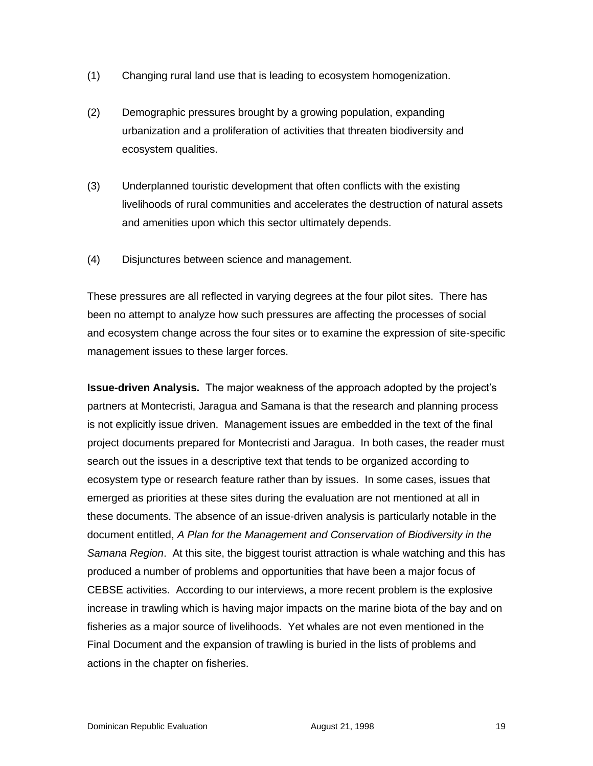(1) Changing rural land use that is leading to ecosystem homogenization.

(2) Demographic pressures brought by a growing population, expanding urbanization and a proliferation of activities that threaten biodiversity and ecosystem qualities.

(3) Underplanned touristic development that often conflicts with the existing livelihoods of rural communities and accelerates the destruction of natural assets and amenities upon which this sector ultimately depends.

(4) Disjunctures between science and management.

These pressures are all reflected in varying degrees at the four pilot sites. There has been no attempt to analyze how such pressures are affecting the processes of social and ecosystem change across the four sites or to examine the expression of site-specific management issues to these larger forces.

**Issue-driven Analysis.** The major weakness of the approach adopted by the project's partners at Montecristi, Jaragua and Samana is that the research and planning process is not explicitly issue driven. Management issues are embedded in the text of the final project documents prepared for Montecristi and Jaragua. In both cases, the reader must search out the issues in a descriptive text that tends to be organized according to ecosystem type or research feature rather than by issues. In some cases, issues that emerged as priorities at these sites during the evaluation are not mentioned at all in these documents. The absence of an issue-driven analysis is particularly notable in the document entitled, *A Plan for the Management and Conservation of Biodiversity in the Samana Region*. At this site, the biggest tourist attraction is whale watching and this has produced a number of problems and opportunities that have been a major focus of CEBSE activities. According to our interviews, a more recent problem is the explosive increase in trawling which is having major impacts on the marine biota of the bay and on fisheries as a major source of livelihoods. Yet whales are not even mentioned in the Final Document and the expansion of trawling is buried in the lists of problems and actions in the chapter on fisheries.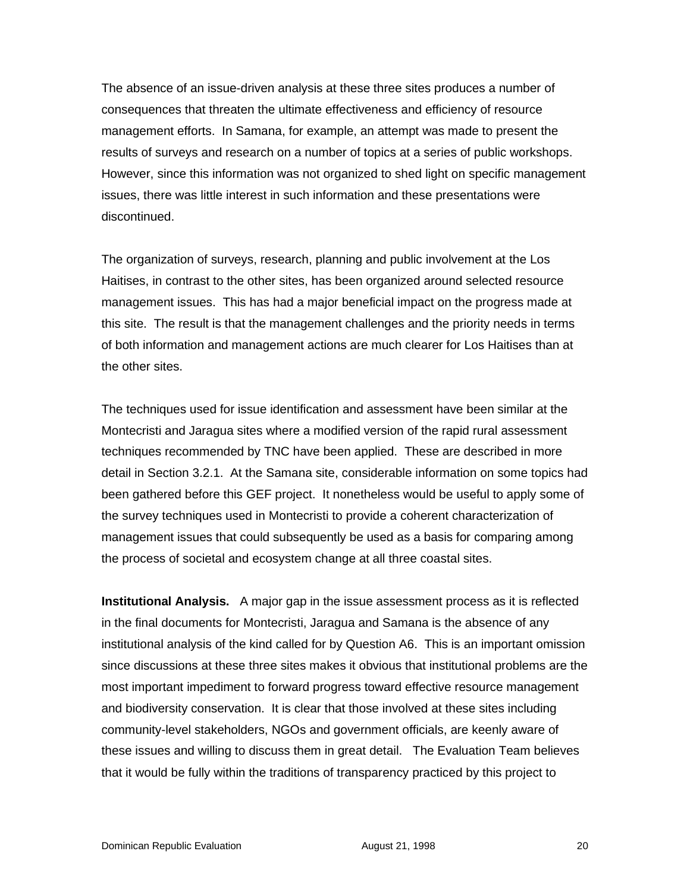The absence of an issue-driven analysis at these three sites produces a number of consequences that threaten the ultimate effectiveness and efficiency of resource management efforts. In Samana, for example, an attempt was made to present the results of surveys and research on a number of topics at a series of public workshops. However, since this information was not organized to shed light on specific management issues, there was little interest in such information and these presentations were discontinued.

The organization of surveys, research, planning and public involvement at the Los Haitises, in contrast to the other sites, has been organized around selected resource management issues. This has had a major beneficial impact on the progress made at this site. The result is that the management challenges and the priority needs in terms of both information and management actions are much clearer for Los Haitises than at the other sites.

The techniques used for issue identification and assessment have been similar at the Montecristi and Jaragua sites where a modified version of the rapid rural assessment techniques recommended by TNC have been applied. These are described in more detail in Section 3.2.1. At the Samana site, considerable information on some topics had been gathered before this GEF project. It nonetheless would be useful to apply some of the survey techniques used in Montecristi to provide a coherent characterization of management issues that could subsequently be used as a basis for comparing among the process of societal and ecosystem change at all three coastal sites.

**Institutional Analysis.** A major gap in the issue assessment process as it is reflected in the final documents for Montecristi, Jaragua and Samana is the absence of any institutional analysis of the kind called for by Question A6. This is an important omission since discussions at these three sites makes it obvious that institutional problems are the most important impediment to forward progress toward effective resource management and biodiversity conservation. It is clear that those involved at these sites including community-level stakeholders, NGOs and government officials, are keenly aware of these issues and willing to discuss them in great detail. The Evaluation Team believes that it would be fully within the traditions of transparency practiced by this project to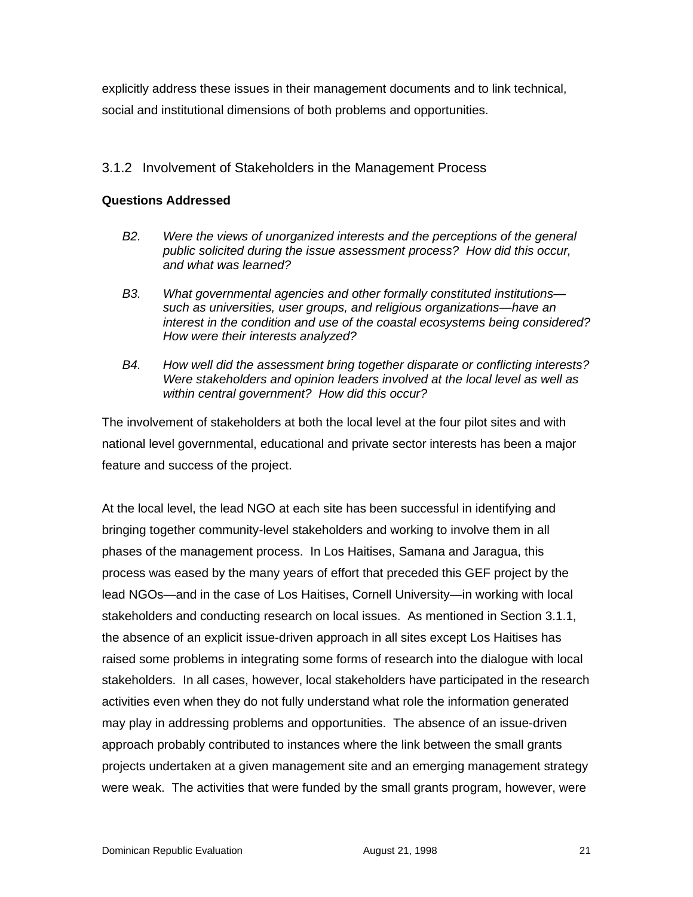explicitly address these issues in their management documents and to link technical, social and institutional dimensions of both problems and opportunities.

### 3.1.2 Involvement of Stakeholders in the Management Process

**Questions Addressed**

*B2. Were the views of unorganized interests and the perceptions of the general public solicited during the issue assessment process? How did this occur, and what was learned?*

*B3. What governmental agencies and other formally constituted institutions—such as universities, user groups, and religious organizations—have an interest in the condition and use of the coastal ecosystems being considered? How were their interests analyzed?*

*B4. How well did the assessment bring together disparate or conflicting interests? Were stakeholders and opinion leaders involved at the local level as well as within central government? How did this occur?*

The involvement of stakeholders at both the local level at the four pilot sites and with national level governmental, educational and private sector interests has been a major feature and success of the project.

At the local level, the lead NGO at each site has been successful in identifying and bringing together community-level stakeholders and working to involve them in all phases of the management process. In Los Haitises, Samana and Jaragua, this process was eased by the many years of effort that preceded this GEF project by the lead NGOs—and in the case of Los Haitises, Cornell University—in working with local stakeholders and conducting research on local issues. As mentioned in Section 3.1.1, the absence of an explicit issue-driven approach in all sites except Los Haitises has raised some problems in integrating some forms of research into the dialogue with local stakeholders. In all cases, however, local stakeholders have participated in the research activities even when they do not fully understand what role the information generated may play in addressing problems and opportunities. The absence of an issue-driven approach probably contributed to instances where the link between the small grants projects undertaken at a given management site and an emerging management strategy were weak. The activities that were funded by the small grants program, however, were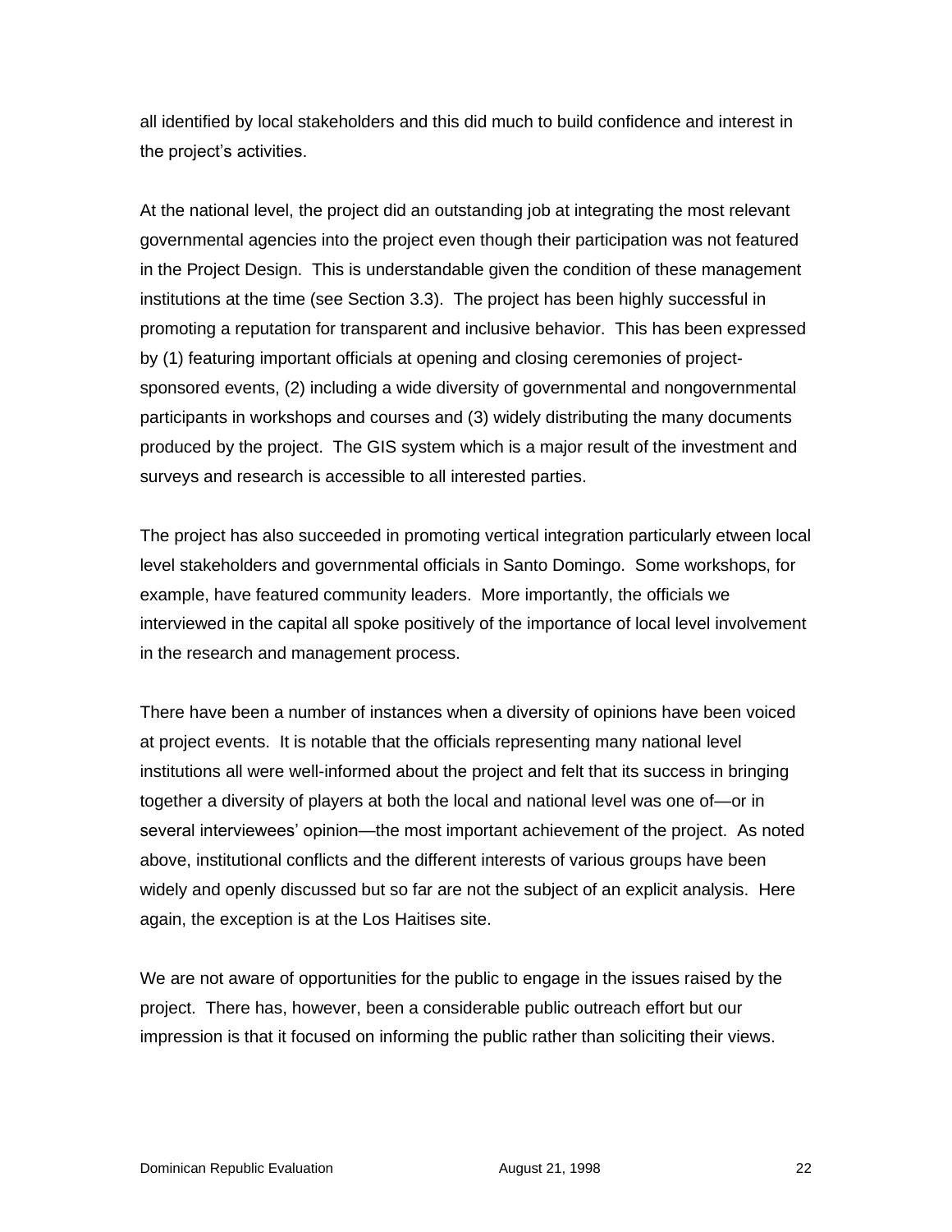all identified by local stakeholders and this did much to build confidence and interest in the project's activities.

At the national level, the project did an outstanding job at integrating the most relevant governmental agencies into the project even though their participation was not featured in the Project Design. This is understandable given the condition of these management institutions at the time (see Section 3.3). The project has been highly successful in promoting a reputation for transparent and inclusive behavior. This has been expressed by (1) featuring important officials at opening and closing ceremonies of project-sponsored events, (2) including a wide diversity of governmental and nongovernmental participants in workshops and courses and (3) widely distributing the many documents produced by the project. The GIS system which is a major result of the investment and surveys and research is accessible to all interested parties.

The project has also succeeded in promoting vertical integration particularly etween local level stakeholders and governmental officials in Santo Domingo. Some workshops, for example, have featured community leaders. More importantly, the officials we interviewed in the capital all spoke positively of the importance of local level involvement in the research and management process.

There have been a number of instances when a diversity of opinions have been voiced at project events. It is notable that the officials representing many national level institutions all were well-informed about the project and felt that its success in bringing together a diversity of players at both the local and national level was one of—or in several interviewees' opinion—the most important achievement of the project. As noted above, institutional conflicts and the different interests of various groups have been widely and openly discussed but so far are not the subject of an explicit analysis. Here again, the exception is at the Los Haitises site.

We are not aware of opportunities for the public to engage in the issues raised by the project. There has, however, been a considerable public outreach effort but our impression is that it focused on informing the public rather than soliciting their views.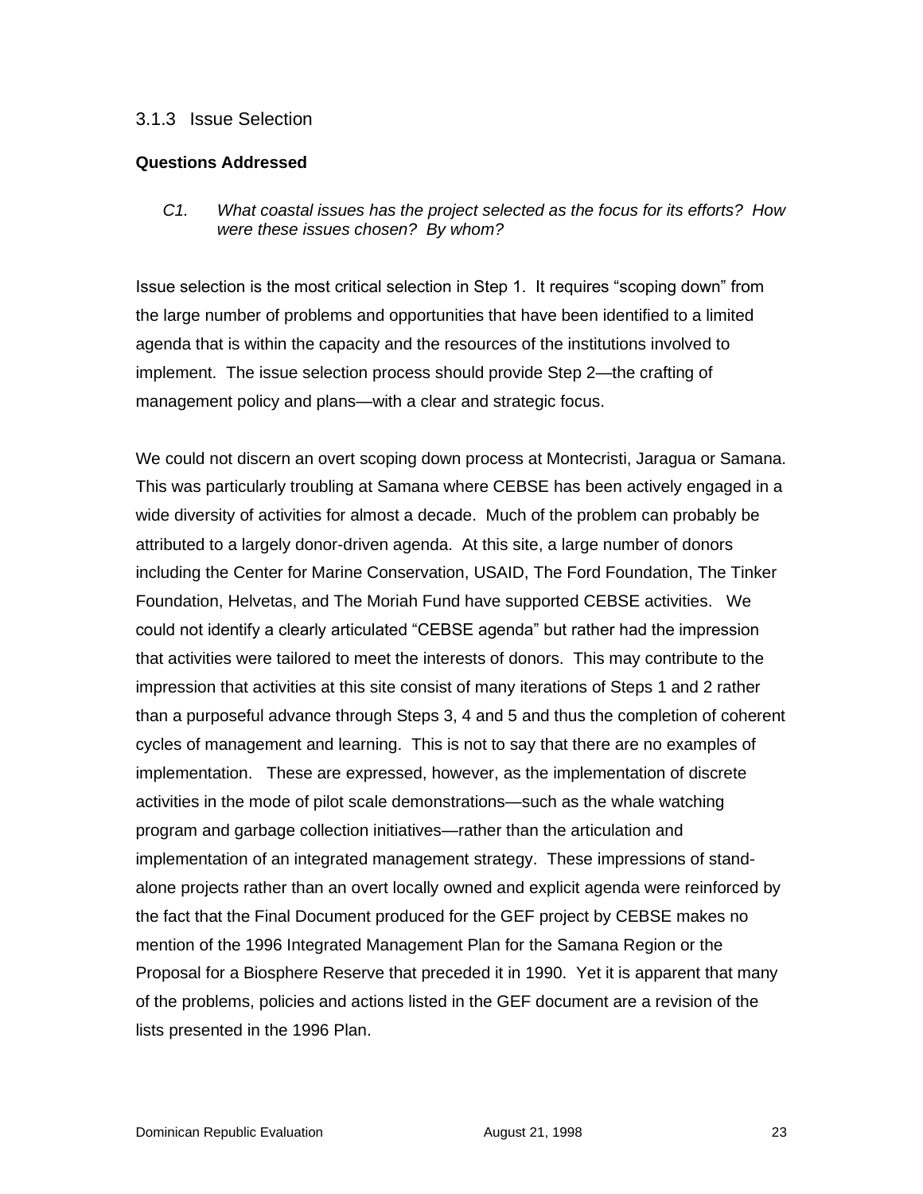### 3.1.3 Issue Selection

**Questions Addressed**

*C1. What coastal issues has the project selected as the focus for its efforts? How were these issues chosen? By whom?*

Issue selection is the most critical selection in Step 1. It requires "scoping down" from the large number of problems and opportunities that have been identified to a limited agenda that is within the capacity and the resources of the institutions involved to implement. The issue selection process should provide Step 2—the crafting of management policy and plans—with a clear and strategic focus.

We could not discern an overt scoping down process at Montecristi, Jaragua or Samana. This was particularly troubling at Samana where CEBSE has been actively engaged in a wide diversity of activities for almost a decade. Much of the problem can probably be attributed to a largely donor-driven agenda. At this site, a large number of donors including the Center for Marine Conservation, USAID, The Ford Foundation, The Tinker Foundation, Helvetas, and The Moriah Fund have supported CEBSE activities. We could not identify a clearly articulated "CEBSE agenda" but rather had the impression that activities were tailored to meet the interests of donors. This may contribute to the impression that activities at this site consist of many iterations of Steps 1 and 2 rather than a purposeful advance through Steps 3, 4 and 5 and thus the completion of coherent cycles of management and learning. This is not to say that there are no examples of implementation. These are expressed, however, as the implementation of discrete activities in the mode of pilot scale demonstrations—such as the whale watching program and garbage collection initiatives—rather than the articulation and implementation of an integrated management strategy. These impressions of stand-alone projects rather than an overt locally owned and explicit agenda were reinforced by the fact that the Final Document produced for the GEF project by CEBSE makes no mention of the 1996 Integrated Management Plan for the Samana Region or the Proposal for a Biosphere Reserve that preceded it in 1990. Yet it is apparent that many of the problems, policies and actions listed in the GEF document are a revision of the lists presented in the 1996 Plan.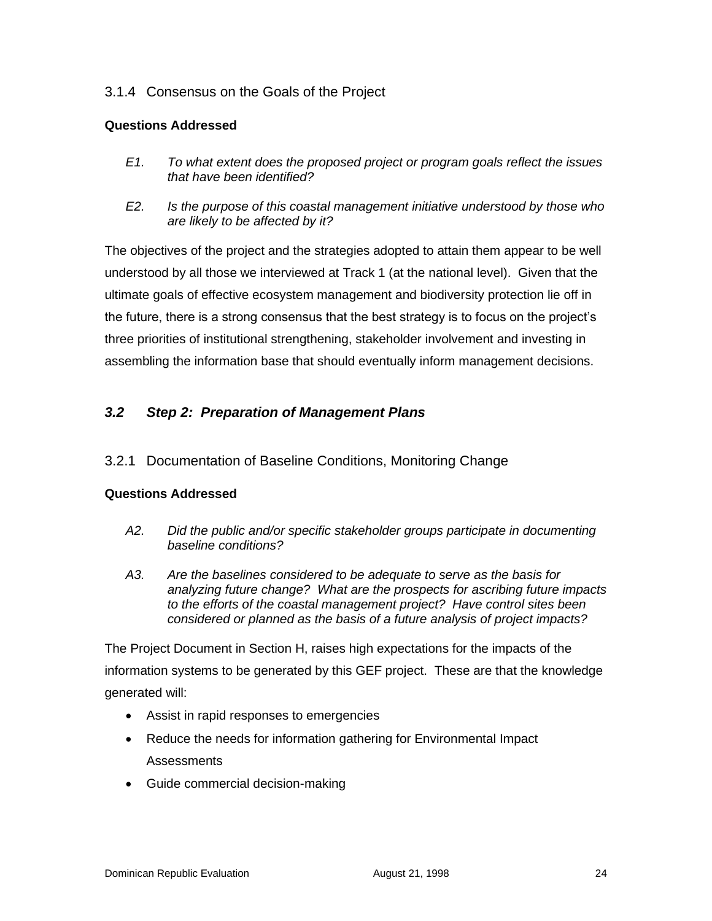### 3.1.4 Consensus on the Goals of the Project

**Questions Addressed**

*E1. To what extent does the proposed project or program goals reflect the issues that have been identified?*

*E2. Is the purpose of this coastal management initiative understood by those who are likely to be affected by it?*

The objectives of the project and the strategies adopted to attain them appear to be well understood by all those we interviewed at Track 1 (at the national level). Given that the ultimate goals of effective ecosystem management and biodiversity protection lie off in the future, there is a strong consensus that the best strategy is to focus on the project's three priorities of institutional strengthening, stakeholder involvement and investing in assembling the information base that should eventually inform management decisions.

## *3.2 Step 2: Preparation of Management Plans*

### 3.2.1 Documentation of Baseline Conditions, Monitoring Change

**Questions Addressed**

*A2. Did the public and/or specific stakeholder groups participate in documenting baseline conditions?*

*A3. Are the baselines considered to be adequate to serve as the basis for analyzing future change? What are the prospects for ascribing future impacts to the efforts of the coastal management project? Have control sites been considered or planned as the basis of a future analysis of project impacts?*

The Project Document in Section H, raises high expectations for the impacts of the information systems to be generated by this GEF project. These are that the knowledge generated will:

- Assist in rapid responses to emergencies
- Reduce the needs for information gathering for Environmental Impact Assessments
- Guide commercial decision-making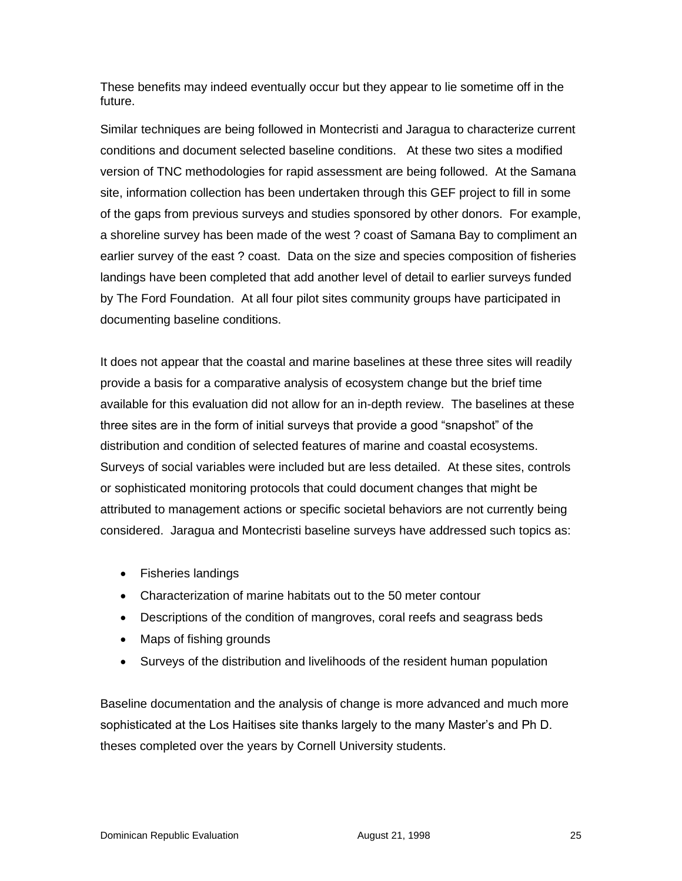These benefits may indeed eventually occur but they appear to lie sometime off in the future.

Similar techniques are being followed in Montecristi and Jaragua to characterize current conditions and document selected baseline conditions. At these two sites a modified version of TNC methodologies for rapid assessment are being followed. At the Samana site, information collection has been undertaken through this GEF project to fill in some of the gaps from previous surveys and studies sponsored by other donors. For example, a shoreline survey has been made of the west ? coast of Samana Bay to compliment an earlier survey of the east ? coast. Data on the size and species composition of fisheries landings have been completed that add another level of detail to earlier surveys funded by The Ford Foundation. At all four pilot sites community groups have participated in documenting baseline conditions.

It does not appear that the coastal and marine baselines at these three sites will readily provide a basis for a comparative analysis of ecosystem change but the brief time available for this evaluation did not allow for an in-depth review. The baselines at these three sites are in the form of initial surveys that provide a good "snapshot" of the distribution and condition of selected features of marine and coastal ecosystems. Surveys of social variables were included but are less detailed. At these sites, controls or sophisticated monitoring protocols that could document changes that might be attributed to management actions or specific societal behaviors are not currently being considered. Jaragua and Montecristi baseline surveys have addressed such topics as:

- Fisheries landings
- Characterization of marine habitats out to the 50 meter contour
- Descriptions of the condition of mangroves, coral reefs and seagrass beds
- Maps of fishing grounds
- Surveys of the distribution and livelihoods of the resident human population

Baseline documentation and the analysis of change is more advanced and much more sophisticated at the Los Haitises site thanks largely to the many Master's and Ph D. theses completed over the years by Cornell University students.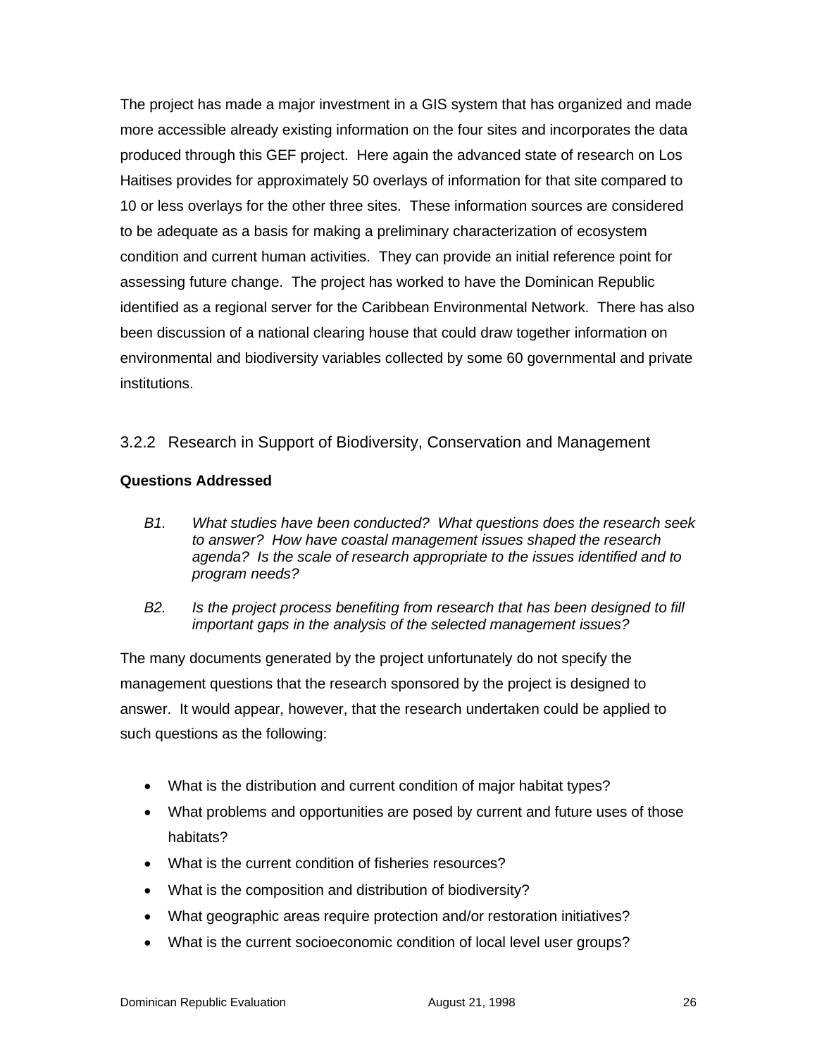The project has made a major investment in a GIS system that has organized and made more accessible already existing information on the four sites and incorporates the data produced through this GEF project. Here again the advanced state of research on Los Haitises provides for approximately 50 overlays of information for that site compared to 10 or less overlays for the other three sites. These information sources are considered to be adequate as a basis for making a preliminary characterization of ecosystem condition and current human activities. They can provide an initial reference point for assessing future change. The project has worked to have the Dominican Republic identified as a regional server for the Caribbean Environmental Network. There has also been discussion of a national clearing house that could draw together information on environmental and biodiversity variables collected by some 60 governmental and private institutions.

### 3.2.2 Research in Support of Biodiversity, Conservation and Management

**Questions Addressed**

*B1. What studies have been conducted? What questions does the research seek to answer? How have coastal management issues shaped the research agenda? Is the scale of research appropriate to the issues identified and to program needs?*

*B2. Is the project process benefiting from research that has been designed to fill important gaps in the analysis of the selected management issues?*

The many documents generated by the project unfortunately do not specify the management questions that the research sponsored by the project is designed to answer. It would appear, however, that the research undertaken could be applied to such questions as the following:

- What is the distribution and current condition of major habitat types?
- What problems and opportunities are posed by current and future uses of those habitats?
- What is the current condition of fisheries resources?
- What is the composition and distribution of biodiversity?
- What geographic areas require protection and/or restoration initiatives?
- What is the current socioeconomic condition of local level user groups?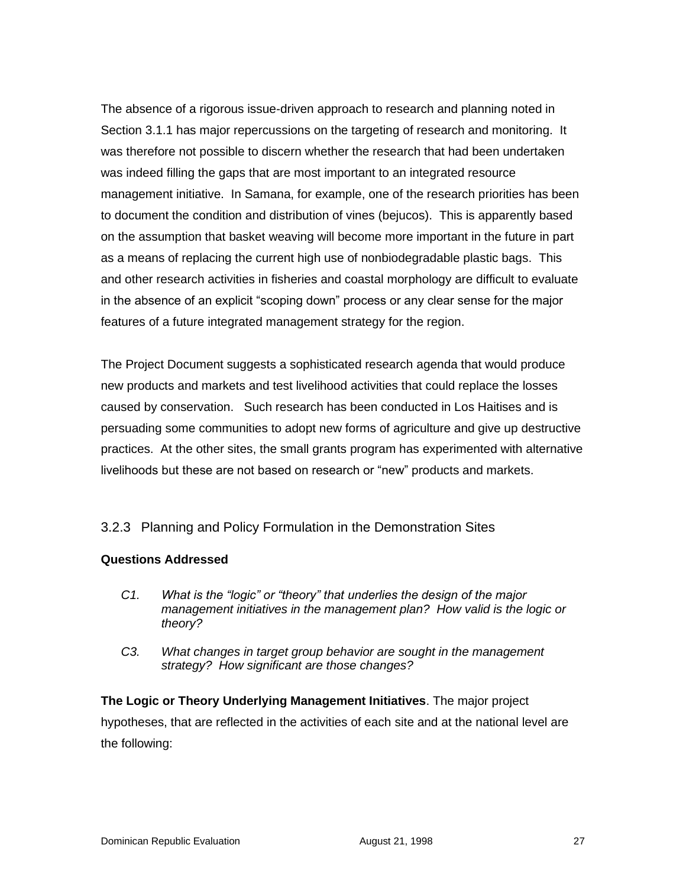The absence of a rigorous issue-driven approach to research and planning noted in Section 3.1.1 has major repercussions on the targeting of research and monitoring. It was therefore not possible to discern whether the research that had been undertaken was indeed filling the gaps that are most important to an integrated resource management initiative. In Samana, for example, one of the research priorities has been to document the condition and distribution of vines (bejucos). This is apparently based on the assumption that basket weaving will become more important in the future in part as a means of replacing the current high use of nonbiodegradable plastic bags. This and other research activities in fisheries and coastal morphology are difficult to evaluate in the absence of an explicit "scoping down" process or any clear sense for the major features of a future integrated management strategy for the region.

The Project Document suggests a sophisticated research agenda that would produce new products and markets and test livelihood activities that could replace the losses caused by conservation. Such research has been conducted in Los Haitises and is persuading some communities to adopt new forms of agriculture and give up destructive practices. At the other sites, the small grants program has experimented with alternative livelihoods but these are not based on research or "new" products and markets.

### 3.2.3 Planning and Policy Formulation in the Demonstration Sites

**Questions Addressed**

*C1. What is the "logic" or "theory" that underlies the design of the major management initiatives in the management plan? How valid is the logic or theory?*

*C3. What changes in target group behavior are sought in the management strategy? How significant are those changes?*

**The Logic or Theory Underlying Management Initiatives**. The major project hypotheses, that are reflected in the activities of each site and at the national level are the following: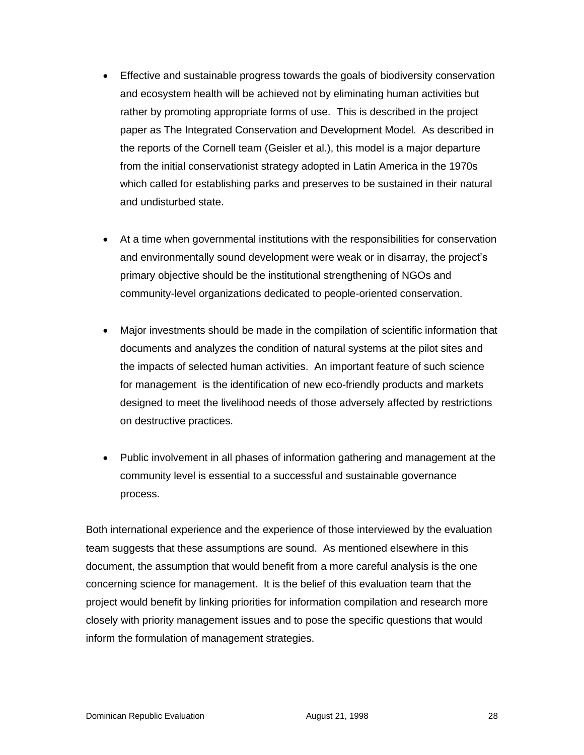- Effective and sustainable progress towards the goals of biodiversity conservation and ecosystem health will be achieved not by eliminating human activities but rather by promoting appropriate forms of use. This is described in the project paper as The Integrated Conservation and Development Model. As described in the reports of the Cornell team (Geisler et al.), this model is a major departure from the initial conservationist strategy adopted in Latin America in the 1970s which called for establishing parks and preserves to be sustained in their natural and undisturbed state.

- At a time when governmental institutions with the responsibilities for conservation and environmentally sound development were weak or in disarray, the project's primary objective should be the institutional strengthening of NGOs and community-level organizations dedicated to people-oriented conservation.

- Major investments should be made in the compilation of scientific information that documents and analyzes the condition of natural systems at the pilot sites and the impacts of selected human activities. An important feature of such science for management is the identification of new eco-friendly products and markets designed to meet the livelihood needs of those adversely affected by restrictions on destructive practices.

- Public involvement in all phases of information gathering and management at the community level is essential to a successful and sustainable governance process.

Both international experience and the experience of those interviewed by the evaluation team suggests that these assumptions are sound. As mentioned elsewhere in this document, the assumption that would benefit from a more careful analysis is the one concerning science for management. It is the belief of this evaluation team that the project would benefit by linking priorities for information compilation and research more closely with priority management issues and to pose the specific questions that would inform the formulation of management strategies.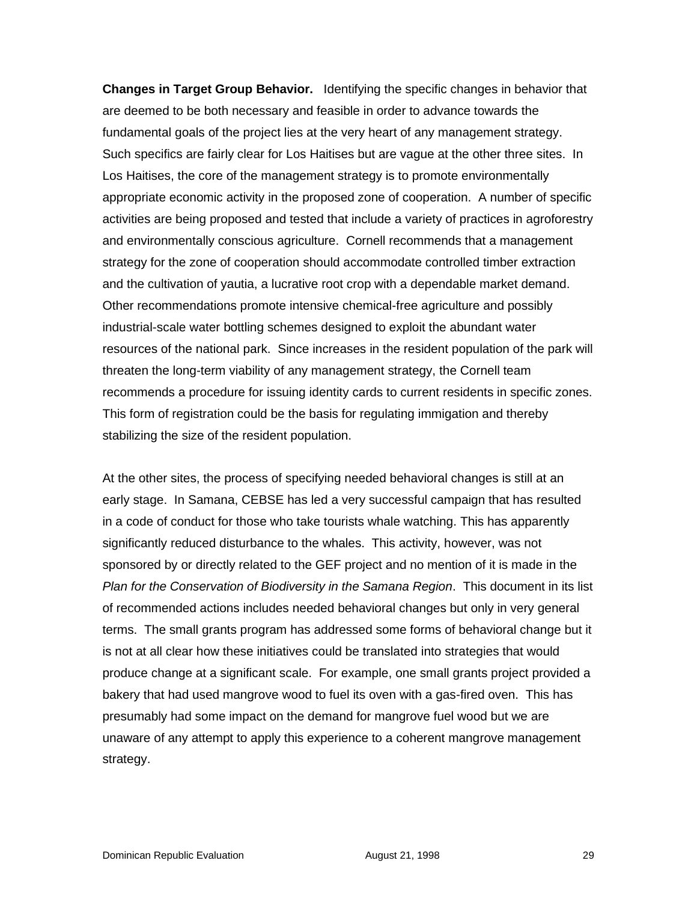**Changes in Target Group Behavior.** Identifying the specific changes in behavior that are deemed to be both necessary and feasible in order to advance towards the fundamental goals of the project lies at the very heart of any management strategy. Such specifics are fairly clear for Los Haitises but are vague at the other three sites. In Los Haitises, the core of the management strategy is to promote environmentally appropriate economic activity in the proposed zone of cooperation. A number of specific activities are being proposed and tested that include a variety of practices in agroforestry and environmentally conscious agriculture. Cornell recommends that a management strategy for the zone of cooperation should accommodate controlled timber extraction and the cultivation of yautia, a lucrative root crop with a dependable market demand. Other recommendations promote intensive chemical-free agriculture and possibly industrial-scale water bottling schemes designed to exploit the abundant water resources of the national park. Since increases in the resident population of the park will threaten the long-term viability of any management strategy, the Cornell team recommends a procedure for issuing identity cards to current residents in specific zones. This form of registration could be the basis for regulating immigation and thereby stabilizing the size of the resident population.

At the other sites, the process of specifying needed behavioral changes is still at an early stage. In Samana, CEBSE has led a very successful campaign that has resulted in a code of conduct for those who take tourists whale watching. This has apparently significantly reduced disturbance to the whales. This activity, however, was not sponsored by or directly related to the GEF project and no mention of it is made in the *Plan for the Conservation of Biodiversity in the Samana Region*. This document in its list of recommended actions includes needed behavioral changes but only in very general terms. The small grants program has addressed some forms of behavioral change but it is not at all clear how these initiatives could be translated into strategies that would produce change at a significant scale. For example, one small grants project provided a bakery that had used mangrove wood to fuel its oven with a gas-fired oven. This has presumably had some impact on the demand for mangrove fuel wood but we are unaware of any attempt to apply this experience to a coherent mangrove management strategy.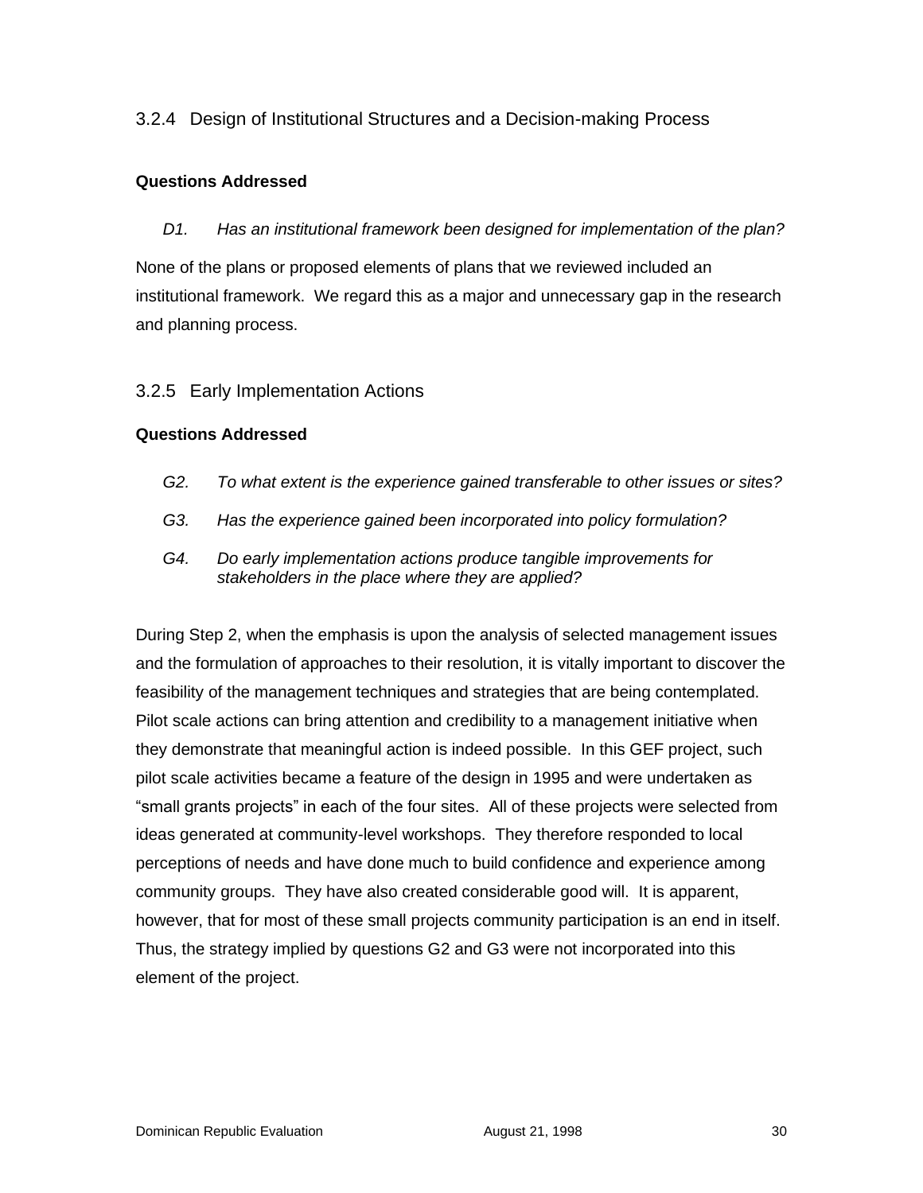### 3.2.4 Design of Institutional Structures and a Decision-making Process

**Questions Addressed**

*D1. Has an institutional framework been designed for implementation of the plan?*

None of the plans or proposed elements of plans that we reviewed included an institutional framework. We regard this as a major and unnecessary gap in the research and planning process.

### 3.2.5 Early Implementation Actions

**Questions Addressed**

*G2. To what extent is the experience gained transferable to other issues or sites?*

*G3. Has the experience gained been incorporated into policy formulation?*

*G4. Do early implementation actions produce tangible improvements for stakeholders in the place where they are applied?*

During Step 2, when the emphasis is upon the analysis of selected management issues and the formulation of approaches to their resolution, it is vitally important to discover the feasibility of the management techniques and strategies that are being contemplated. Pilot scale actions can bring attention and credibility to a management initiative when they demonstrate that meaningful action is indeed possible. In this GEF project, such pilot scale activities became a feature of the design in 1995 and were undertaken as "small grants projects" in each of the four sites. All of these projects were selected from ideas generated at community-level workshops. They therefore responded to local perceptions of needs and have done much to build confidence and experience among community groups. They have also created considerable good will. It is apparent, however, that for most of these small projects community participation is an end in itself. Thus, the strategy implied by questions G2 and G3 were not incorporated into this element of the project.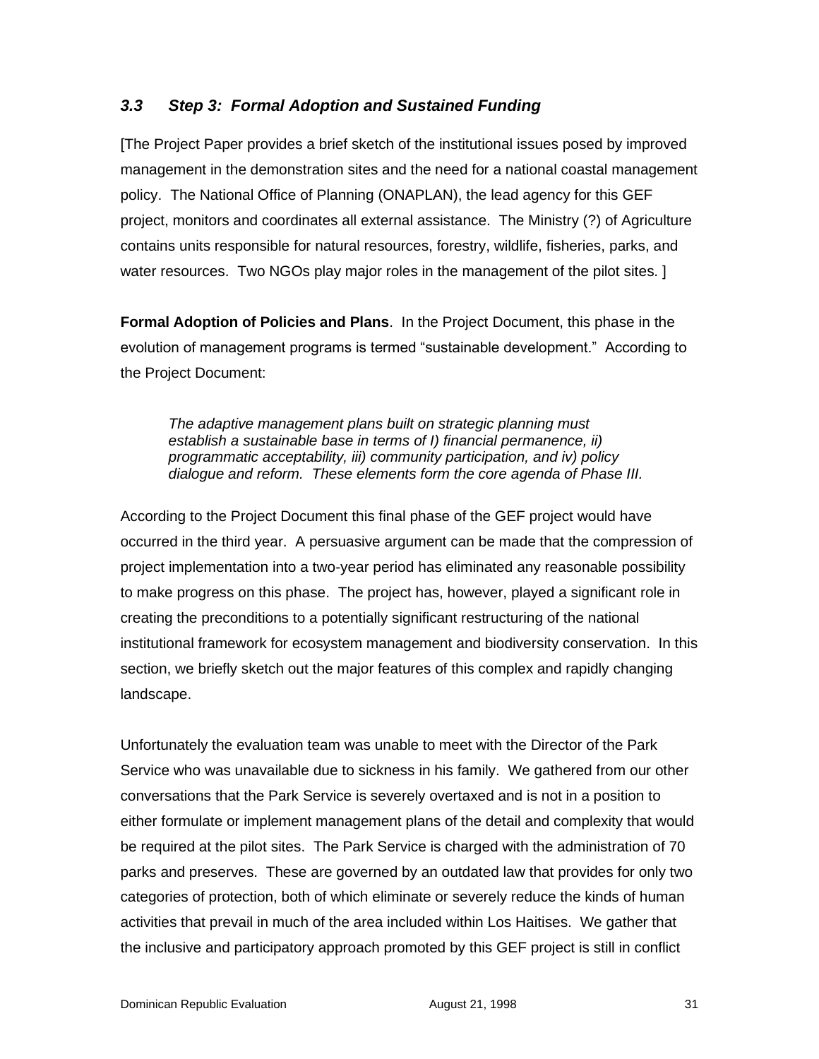### *3.3 Step 3: Formal Adoption and Sustained Funding*

[The Project Paper provides a brief sketch of the institutional issues posed by improved management in the demonstration sites and the need for a national coastal management policy. The National Office of Planning (ONAPLAN), the lead agency for this GEF project, monitors and coordinates all external assistance. The Ministry (?) of Agriculture contains units responsible for natural resources, forestry, wildlife, fisheries, parks, and water resources. Two NGOs play major roles in the management of the pilot sites. ]

**Formal Adoption of Policies and Plans**. In the Project Document, this phase in the evolution of management programs is termed "sustainable development." According to the Project Document:

> *The adaptive management plans built on strategic planning must establish a sustainable base in terms of I) financial permanence, ii) programmatic acceptability, iii) community participation, and iv) policy dialogue and reform. These elements form the core agenda of Phase III.*

According to the Project Document this final phase of the GEF project would have occurred in the third year. A persuasive argument can be made that the compression of project implementation into a two-year period has eliminated any reasonable possibility to make progress on this phase. The project has, however, played a significant role in creating the preconditions to a potentially significant restructuring of the national institutional framework for ecosystem management and biodiversity conservation. In this section, we briefly sketch out the major features of this complex and rapidly changing landscape.

Unfortunately the evaluation team was unable to meet with the Director of the Park Service who was unavailable due to sickness in his family. We gathered from our other conversations that the Park Service is severely overtaxed and is not in a position to either formulate or implement management plans of the detail and complexity that would be required at the pilot sites. The Park Service is charged with the administration of 70 parks and preserves. These are governed by an outdated law that provides for only two categories of protection, both of which eliminate or severely reduce the kinds of human activities that prevail in much of the area included within Los Haitises. We gather that the inclusive and participatory approach promoted by this GEF project is still in conflict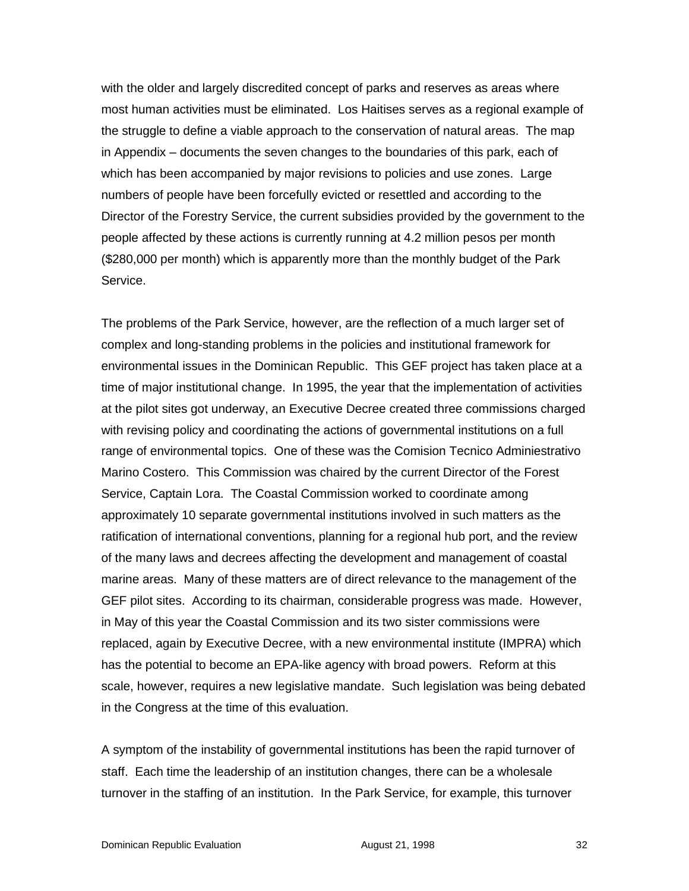with the older and largely discredited concept of parks and reserves as areas where most human activities must be eliminated. Los Haitises serves as a regional example of the struggle to define a viable approach to the conservation of natural areas. The map in Appendix – documents the seven changes to the boundaries of this park, each of which has been accompanied by major revisions to policies and use zones. Large numbers of people have been forcefully evicted or resettled and according to the Director of the Forestry Service, the current subsidies provided by the government to the people affected by these actions is currently running at 4.2 million pesos per month ($280,000 per month) which is apparently more than the monthly budget of the Park Service.

The problems of the Park Service, however, are the reflection of a much larger set of complex and long-standing problems in the policies and institutional framework for environmental issues in the Dominican Republic. This GEF project has taken place at a time of major institutional change. In 1995, the year that the implementation of activities at the pilot sites got underway, an Executive Decree created three commissions charged with revising policy and coordinating the actions of governmental institutions on a full range of environmental topics. One of these was the Comision Tecnico Adminiestrativo Marino Costero. This Commission was chaired by the current Director of the Forest Service, Captain Lora. The Coastal Commission worked to coordinate among approximately 10 separate governmental institutions involved in such matters as the ratification of international conventions, planning for a regional hub port, and the review of the many laws and decrees affecting the development and management of coastal marine areas. Many of these matters are of direct relevance to the management of the GEF pilot sites. According to its chairman, considerable progress was made. However, in May of this year the Coastal Commission and its two sister commissions were replaced, again by Executive Decree, with a new environmental institute (IMPRA) which has the potential to become an EPA-like agency with broad powers. Reform at this scale, however, requires a new legislative mandate. Such legislation was being debated in the Congress at the time of this evaluation.

A symptom of the instability of governmental institutions has been the rapid turnover of staff. Each time the leadership of an institution changes, there can be a wholesale turnover in the staffing of an institution. In the Park Service, for example, this turnover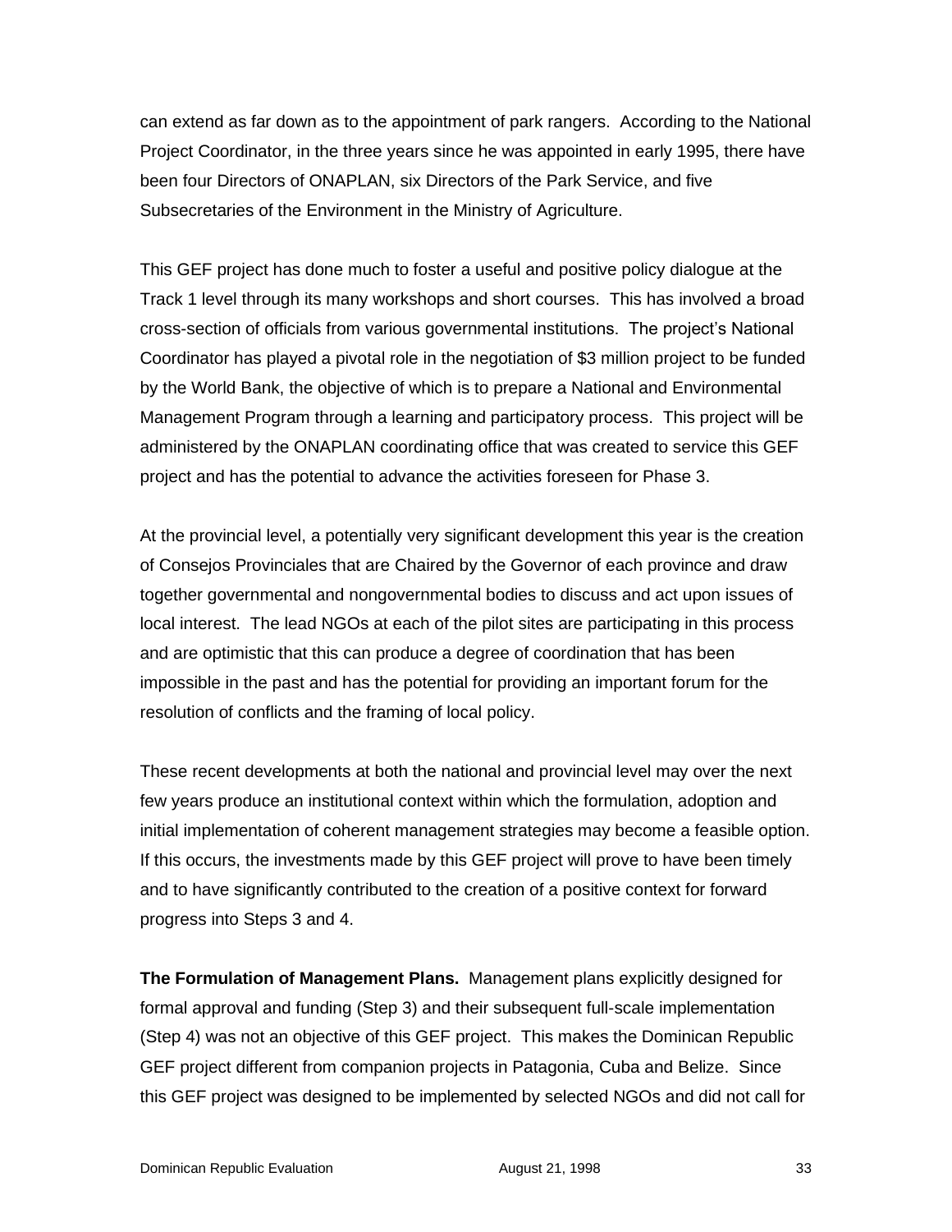can extend as far down as to the appointment of park rangers. According to the National Project Coordinator, in the three years since he was appointed in early 1995, there have been four Directors of ONAPLAN, six Directors of the Park Service, and five Subsecretaries of the Environment in the Ministry of Agriculture.

This GEF project has done much to foster a useful and positive policy dialogue at the Track 1 level through its many workshops and short courses. This has involved a broad cross-section of officials from various governmental institutions. The project's National Coordinator has played a pivotal role in the negotiation of $3 million project to be funded by the World Bank, the objective of which is to prepare a National and Environmental Management Program through a learning and participatory process. This project will be administered by the ONAPLAN coordinating office that was created to service this GEF project and has the potential to advance the activities foreseen for Phase 3.

At the provincial level, a potentially very significant development this year is the creation of Consejos Provinciales that are Chaired by the Governor of each province and draw together governmental and nongovernmental bodies to discuss and act upon issues of local interest. The lead NGOs at each of the pilot sites are participating in this process and are optimistic that this can produce a degree of coordination that has been impossible in the past and has the potential for providing an important forum for the resolution of conflicts and the framing of local policy.

These recent developments at both the national and provincial level may over the next few years produce an institutional context within which the formulation, adoption and initial implementation of coherent management strategies may become a feasible option. If this occurs, the investments made by this GEF project will prove to have been timely and to have significantly contributed to the creation of a positive context for forward progress into Steps 3 and 4.

**The Formulation of Management Plans.** Management plans explicitly designed for formal approval and funding (Step 3) and their subsequent full-scale implementation (Step 4) was not an objective of this GEF project. This makes the Dominican Republic GEF project different from companion projects in Patagonia, Cuba and Belize. Since this GEF project was designed to be implemented by selected NGOs and did not call for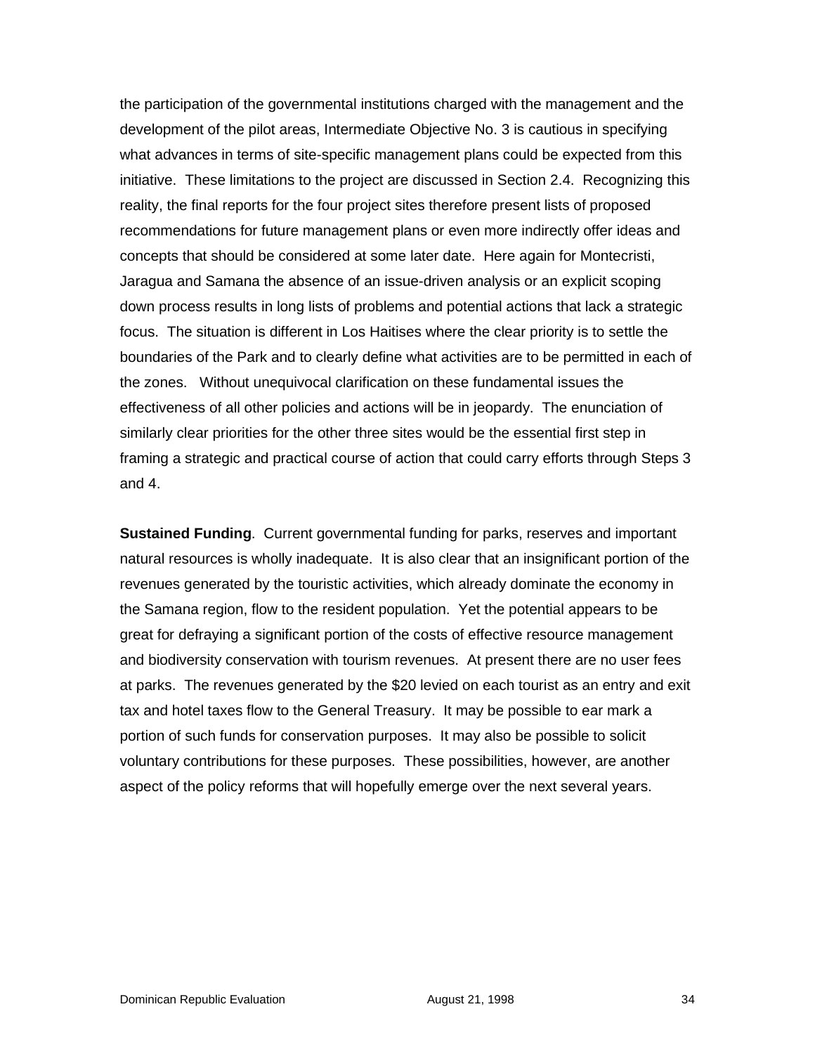the participation of the governmental institutions charged with the management and the development of the pilot areas, Intermediate Objective No. 3 is cautious in specifying what advances in terms of site-specific management plans could be expected from this initiative. These limitations to the project are discussed in Section 2.4. Recognizing this reality, the final reports for the four project sites therefore present lists of proposed recommendations for future management plans or even more indirectly offer ideas and concepts that should be considered at some later date. Here again for Montecristi, Jaragua and Samana the absence of an issue-driven analysis or an explicit scoping down process results in long lists of problems and potential actions that lack a strategic focus. The situation is different in Los Haitises where the clear priority is to settle the boundaries of the Park and to clearly define what activities are to be permitted in each of the zones. Without unequivocal clarification on these fundamental issues the effectiveness of all other policies and actions will be in jeopardy. The enunciation of similarly clear priorities for the other three sites would be the essential first step in framing a strategic and practical course of action that could carry efforts through Steps 3 and 4.

**Sustained Funding**. Current governmental funding for parks, reserves and important natural resources is wholly inadequate. It is also clear that an insignificant portion of the revenues generated by the touristic activities, which already dominate the economy in the Samana region, flow to the resident population. Yet the potential appears to be great for defraying a significant portion of the costs of effective resource management and biodiversity conservation with tourism revenues. At present there are no user fees at parks. The revenues generated by the $20 levied on each tourist as an entry and exit tax and hotel taxes flow to the General Treasury. It may be possible to ear mark a portion of such funds for conservation purposes. It may also be possible to solicit voluntary contributions for these purposes. These possibilities, however, are another aspect of the policy reforms that will hopefully emerge over the next several years.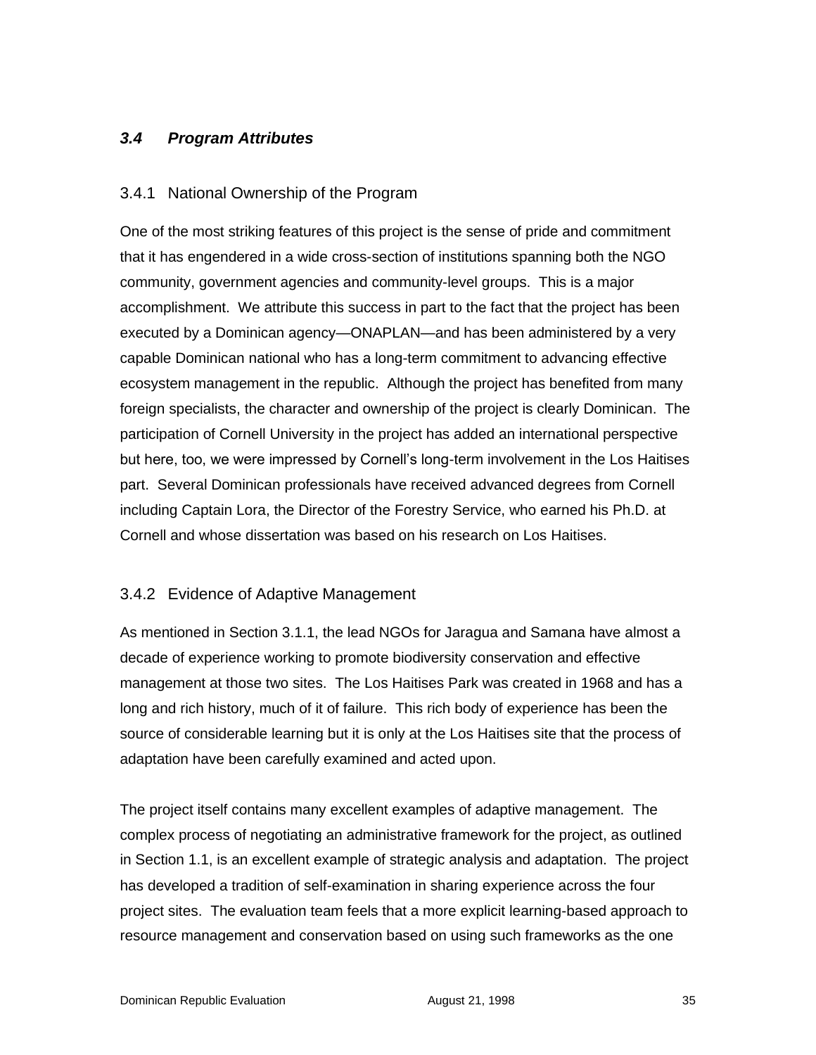### *3.4 Program Attributes*

#### 3.4.1 National Ownership of the Program

One of the most striking features of this project is the sense of pride and commitment that it has engendered in a wide cross-section of institutions spanning both the NGO community, government agencies and community-level groups. This is a major accomplishment. We attribute this success in part to the fact that the project has been executed by a Dominican agency—ONAPLAN—and has been administered by a very capable Dominican national who has a long-term commitment to advancing effective ecosystem management in the republic. Although the project has benefited from many foreign specialists, the character and ownership of the project is clearly Dominican. The participation of Cornell University in the project has added an international perspective but here, too, we were impressed by Cornell's long-term involvement in the Los Haitises part. Several Dominican professionals have received advanced degrees from Cornell including Captain Lora, the Director of the Forestry Service, who earned his Ph.D. at Cornell and whose dissertation was based on his research on Los Haitises.

#### 3.4.2 Evidence of Adaptive Management

As mentioned in Section 3.1.1, the lead NGOs for Jaragua and Samana have almost a decade of experience working to promote biodiversity conservation and effective management at those two sites. The Los Haitises Park was created in 1968 and has a long and rich history, much of it of failure. This rich body of experience has been the source of considerable learning but it is only at the Los Haitises site that the process of adaptation have been carefully examined and acted upon.

The project itself contains many excellent examples of adaptive management. The complex process of negotiating an administrative framework for the project, as outlined in Section 1.1, is an excellent example of strategic analysis and adaptation. The project has developed a tradition of self-examination in sharing experience across the four project sites. The evaluation team feels that a more explicit learning-based approach to resource management and conservation based on using such frameworks as the one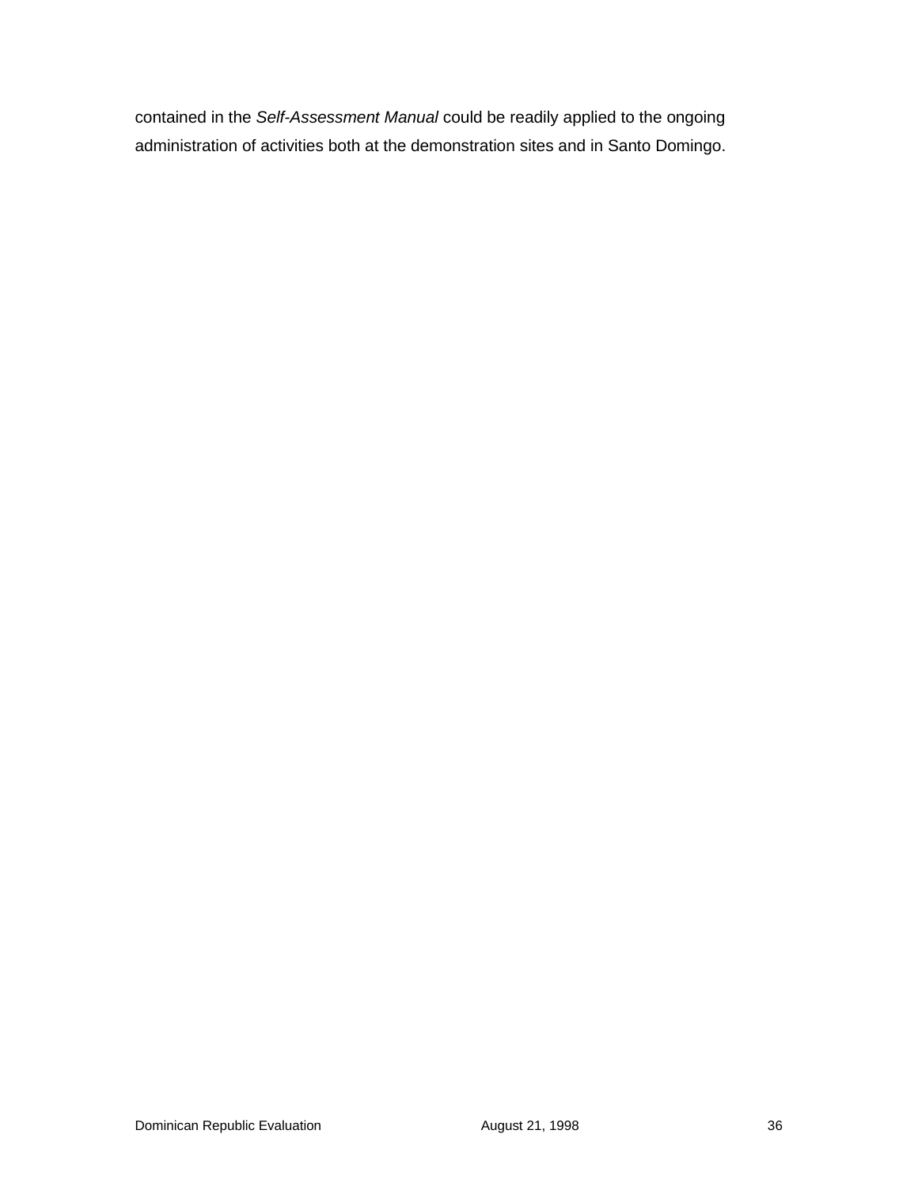contained in the *Self-Assessment Manual* could be readily applied to the ongoing administration of activities both at the demonstration sites and in Santo Domingo.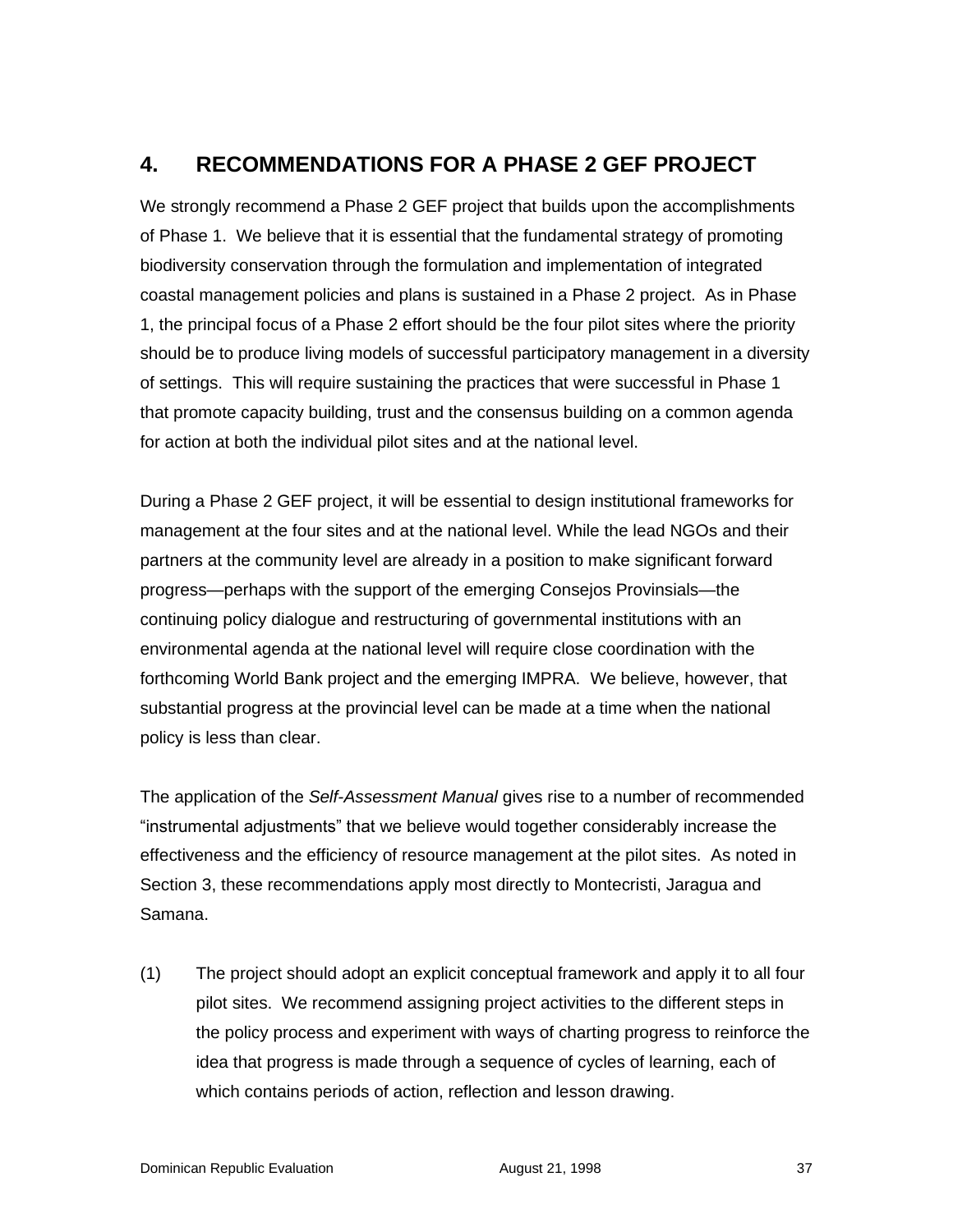## 4. RECOMMENDATIONS FOR A PHASE 2 GEF PROJECT

We strongly recommend a Phase 2 GEF project that builds upon the accomplishments of Phase 1. We believe that it is essential that the fundamental strategy of promoting biodiversity conservation through the formulation and implementation of integrated coastal management policies and plans is sustained in a Phase 2 project. As in Phase 1, the principal focus of a Phase 2 effort should be the four pilot sites where the priority should be to produce living models of successful participatory management in a diversity of settings. This will require sustaining the practices that were successful in Phase 1 that promote capacity building, trust and the consensus building on a common agenda for action at both the individual pilot sites and at the national level.

During a Phase 2 GEF project, it will be essential to design institutional frameworks for management at the four sites and at the national level. While the lead NGOs and their partners at the community level are already in a position to make significant forward progress—perhaps with the support of the emerging Consejos Provinsials—the continuing policy dialogue and restructuring of governmental institutions with an environmental agenda at the national level will require close coordination with the forthcoming World Bank project and the emerging IMPRA. We believe, however, that substantial progress at the provincial level can be made at a time when the national policy is less than clear.

The application of the *Self-Assessment Manual* gives rise to a number of recommended "instrumental adjustments" that we believe would together considerably increase the effectiveness and the efficiency of resource management at the pilot sites. As noted in Section 3, these recommendations apply most directly to Montecristi, Jaragua and Samana.

(1) The project should adopt an explicit conceptual framework and apply it to all four pilot sites. We recommend assigning project activities to the different steps in the policy process and experiment with ways of charting progress to reinforce the idea that progress is made through a sequence of cycles of learning, each of which contains periods of action, reflection and lesson drawing.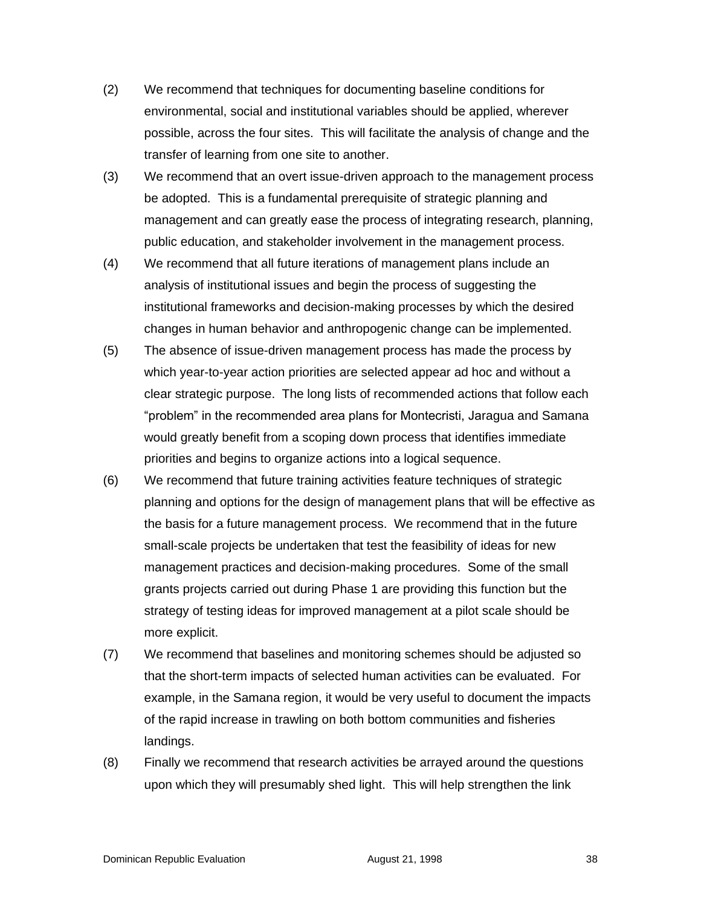(2) We recommend that techniques for documenting baseline conditions for environmental, social and institutional variables should be applied, wherever possible, across the four sites. This will facilitate the analysis of change and the transfer of learning from one site to another.

(3) We recommend that an overt issue-driven approach to the management process be adopted. This is a fundamental prerequisite of strategic planning and management and can greatly ease the process of integrating research, planning, public education, and stakeholder involvement in the management process.

(4) We recommend that all future iterations of management plans include an analysis of institutional issues and begin the process of suggesting the institutional frameworks and decision-making processes by which the desired changes in human behavior and anthropogenic change can be implemented.

(5) The absence of issue-driven management process has made the process by which year-to-year action priorities are selected appear ad hoc and without a clear strategic purpose. The long lists of recommended actions that follow each "problem" in the recommended area plans for Montecristi, Jaragua and Samana would greatly benefit from a scoping down process that identifies immediate priorities and begins to organize actions into a logical sequence.

(6) We recommend that future training activities feature techniques of strategic planning and options for the design of management plans that will be effective as the basis for a future management process. We recommend that in the future small-scale projects be undertaken that test the feasibility of ideas for new management practices and decision-making procedures. Some of the small grants projects carried out during Phase 1 are providing this function but the strategy of testing ideas for improved management at a pilot scale should be more explicit.

(7) We recommend that baselines and monitoring schemes should be adjusted so that the short-term impacts of selected human activities can be evaluated. For example, in the Samana region, it would be very useful to document the impacts of the rapid increase in trawling on both bottom communities and fisheries landings.

(8) Finally we recommend that research activities be arrayed around the questions upon which they will presumably shed light. This will help strengthen the link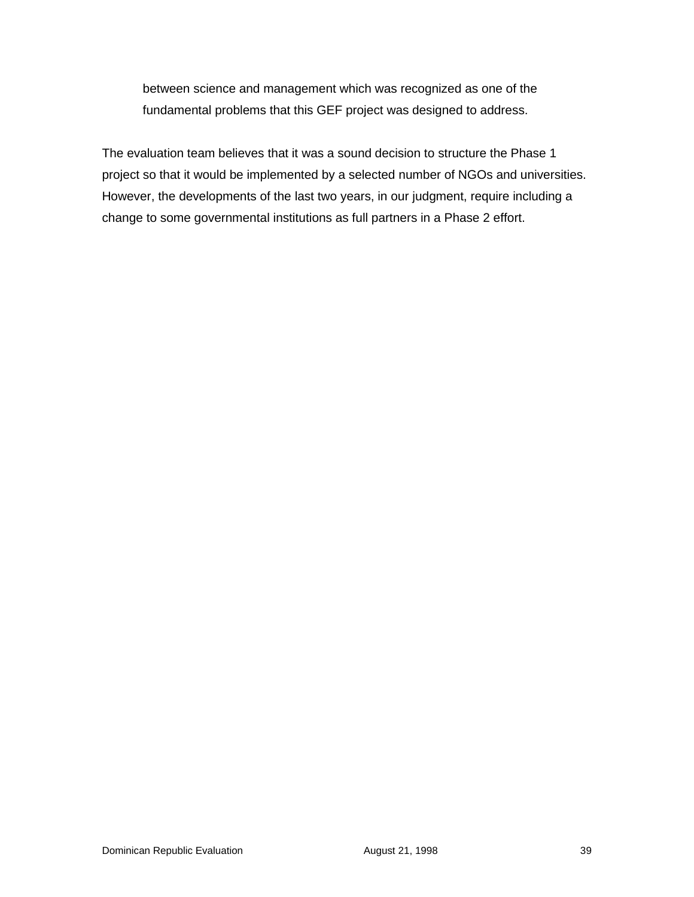between science and management which was recognized as one of the fundamental problems that this GEF project was designed to address.

The evaluation team believes that it was a sound decision to structure the Phase 1 project so that it would be implemented by a selected number of NGOs and universities. However, the developments of the last two years, in our judgment, require including a change to some governmental institutions as full partners in a Phase 2 effort.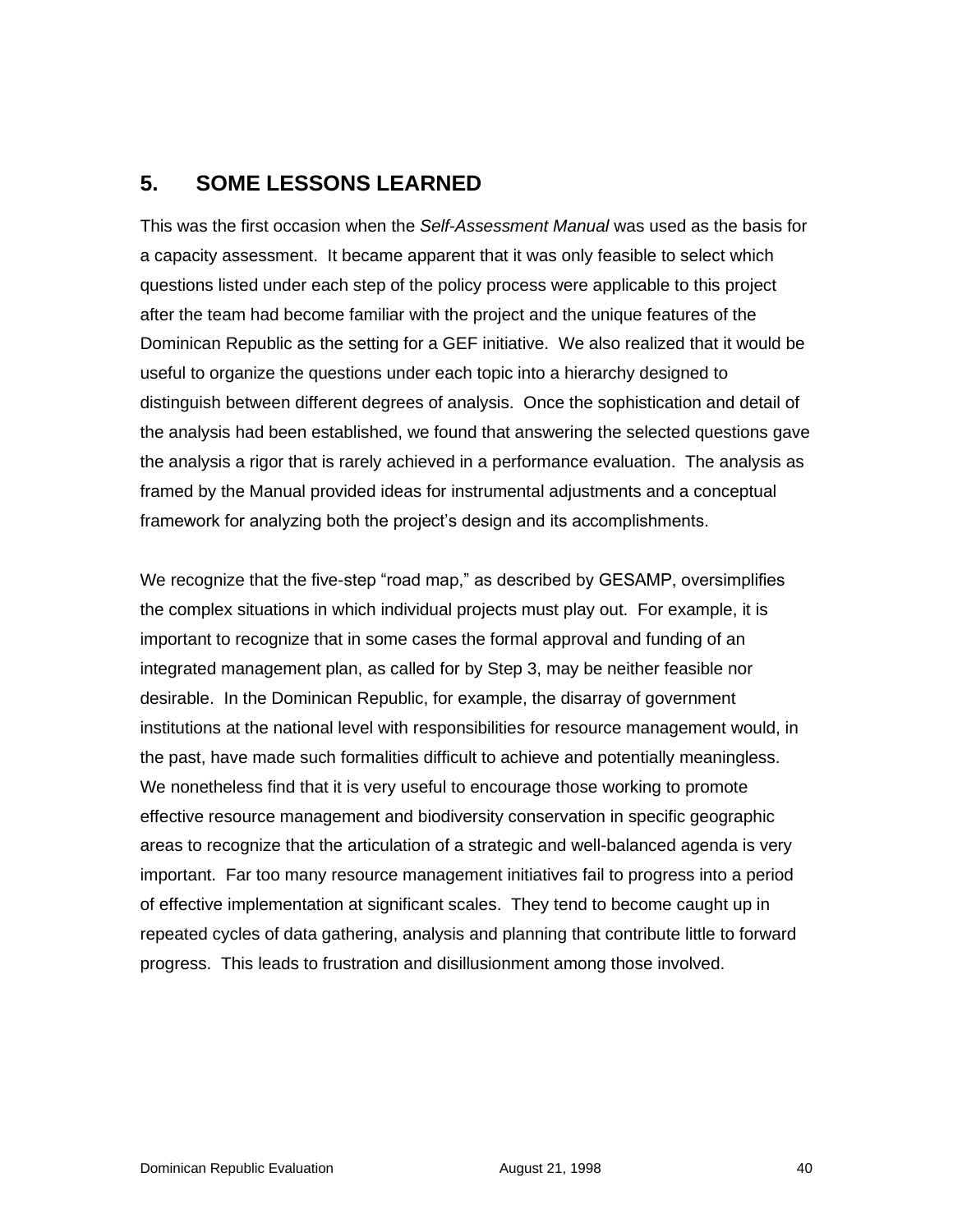## 5. SOME LESSONS LEARNED

This was the first occasion when the *Self-Assessment Manual* was used as the basis for a capacity assessment. It became apparent that it was only feasible to select which questions listed under each step of the policy process were applicable to this project after the team had become familiar with the project and the unique features of the Dominican Republic as the setting for a GEF initiative. We also realized that it would be useful to organize the questions under each topic into a hierarchy designed to distinguish between different degrees of analysis. Once the sophistication and detail of the analysis had been established, we found that answering the selected questions gave the analysis a rigor that is rarely achieved in a performance evaluation. The analysis as framed by the Manual provided ideas for instrumental adjustments and a conceptual framework for analyzing both the project's design and its accomplishments.

We recognize that the five-step "road map," as described by GESAMP, oversimplifies the complex situations in which individual projects must play out. For example, it is important to recognize that in some cases the formal approval and funding of an integrated management plan, as called for by Step 3, may be neither feasible nor desirable. In the Dominican Republic, for example, the disarray of government institutions at the national level with responsibilities for resource management would, in the past, have made such formalities difficult to achieve and potentially meaningless. We nonetheless find that it is very useful to encourage those working to promote effective resource management and biodiversity conservation in specific geographic areas to recognize that the articulation of a strategic and well-balanced agenda is very important. Far too many resource management initiatives fail to progress into a period of effective implementation at significant scales. They tend to become caught up in repeated cycles of data gathering, analysis and planning that contribute little to forward progress. This leads to frustration and disillusionment among those involved.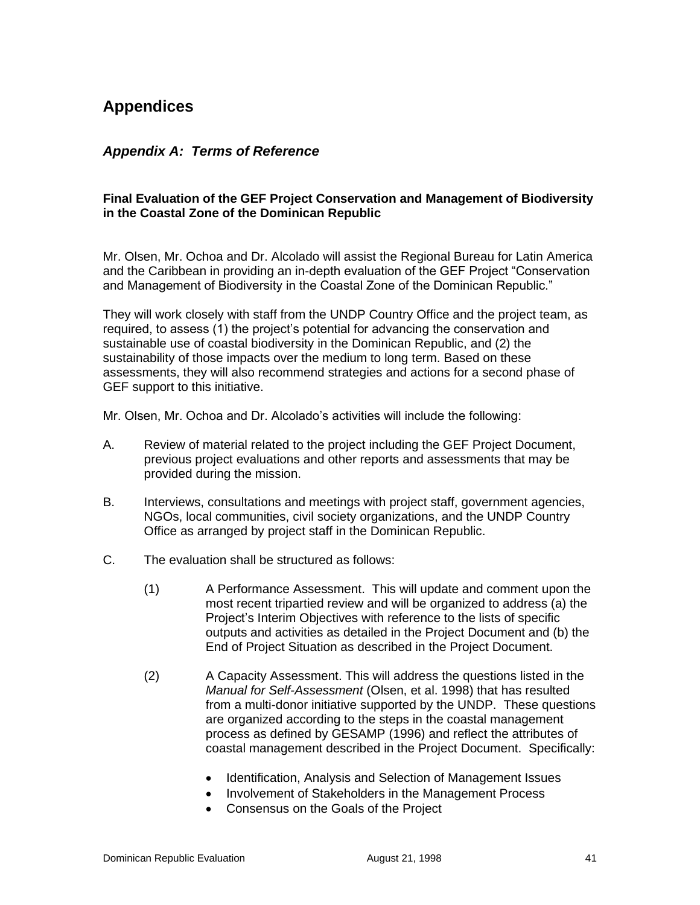# Appendices

## *Appendix A: Terms of Reference*

**Final Evaluation of the GEF Project Conservation and Management of Biodiversity in the Coastal Zone of the Dominican Republic**

Mr. Olsen, Mr. Ochoa and Dr. Alcolado will assist the Regional Bureau for Latin America and the Caribbean in providing an in-depth evaluation of the GEF Project "Conservation and Management of Biodiversity in the Coastal Zone of the Dominican Republic."

They will work closely with staff from the UNDP Country Office and the project team, as required, to assess (1) the project's potential for advancing the conservation and sustainable use of coastal biodiversity in the Dominican Republic, and (2) the sustainability of those impacts over the medium to long term. Based on these assessments, they will also recommend strategies and actions for a second phase of GEF support to this initiative.

Mr. Olsen, Mr. Ochoa and Dr. Alcolado's activities will include the following:

A. Review of material related to the project including the GEF Project Document, previous project evaluations and other reports and assessments that may be provided during the mission.

B. Interviews, consultations and meetings with project staff, government agencies, NGOs, local communities, civil society organizations, and the UNDP Country Office as arranged by project staff in the Dominican Republic.

C. The evaluation shall be structured as follows:

(1) A Performance Assessment. This will update and comment upon the most recent tripartied review and will be organized to address (a) the Project's Interim Objectives with reference to the lists of specific outputs and activities as detailed in the Project Document and (b) the End of Project Situation as described in the Project Document.

(2) A Capacity Assessment. This will address the questions listed in the *Manual for Self-Assessment* (Olsen, et al. 1998) that has resulted from a multi-donor initiative supported by the UNDP. These questions are organized according to the steps in the coastal management process as defined by GESAMP (1996) and reflect the attributes of coastal management described in the Project Document. Specifically:

- Identification, Analysis and Selection of Management Issues
- Involvement of Stakeholders in the Management Process
- Consensus on the Goals of the Project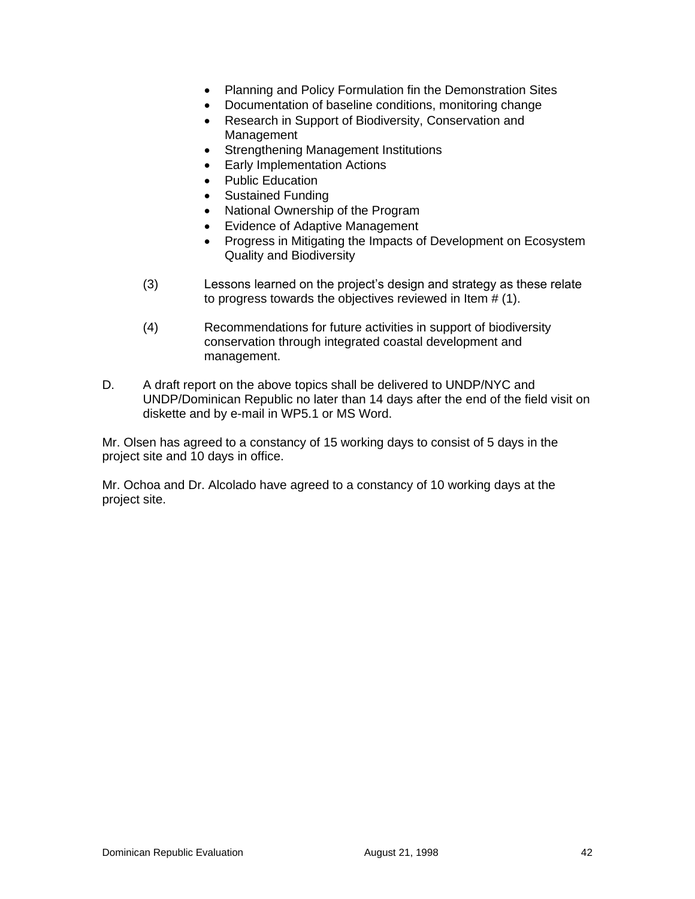- Planning and Policy Formulation fin the Demonstration Sites
- Documentation of baseline conditions, monitoring change
- Research in Support of Biodiversity, Conservation and Management
- Strengthening Management Institutions
- Early Implementation Actions
- Public Education
- Sustained Funding
- National Ownership of the Program
- Evidence of Adaptive Management
- Progress in Mitigating the Impacts of Development on Ecosystem Quality and Biodiversity

(3) Lessons learned on the project's design and strategy as these relate to progress towards the objectives reviewed in Item # (1).

(4) Recommendations for future activities in support of biodiversity conservation through integrated coastal development and management.

D. A draft report on the above topics shall be delivered to UNDP/NYC and UNDP/Dominican Republic no later than 14 days after the end of the field visit on diskette and by e-mail in WP5.1 or MS Word.

Mr. Olsen has agreed to a constancy of 15 working days to consist of 5 days in the project site and 10 days in office.

Mr. Ochoa and Dr. Alcolado have agreed to a constancy of 10 working days at the project site.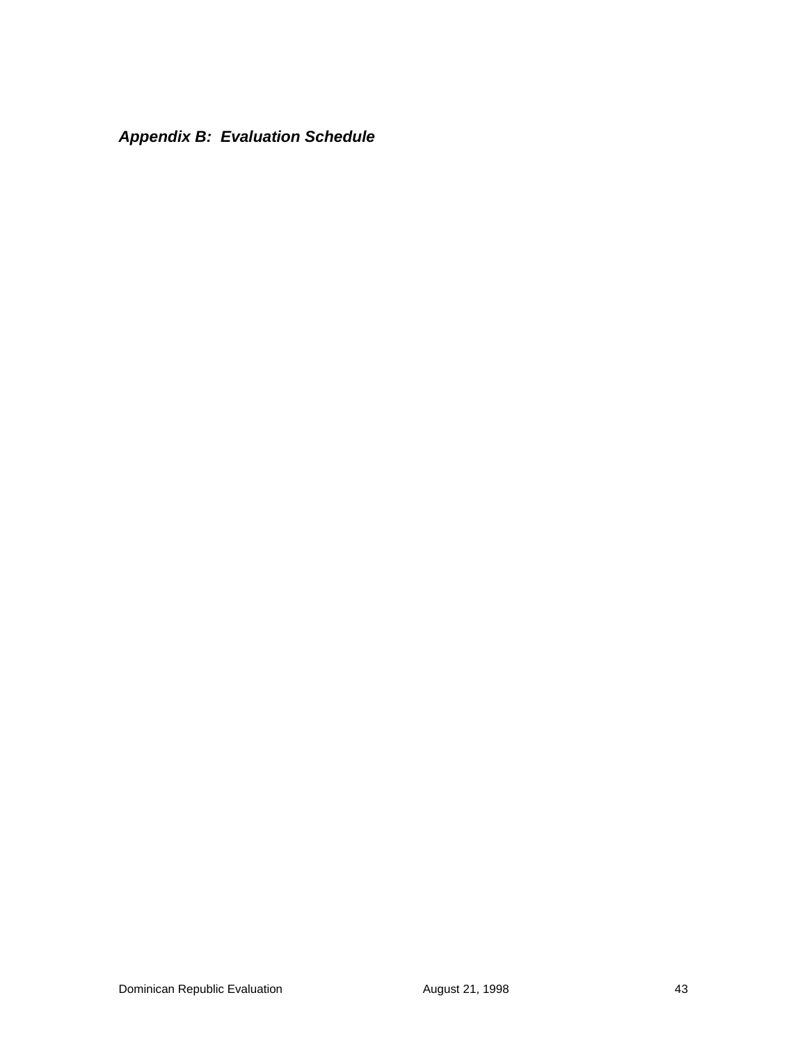***Appendix B:  Evaluation Schedule***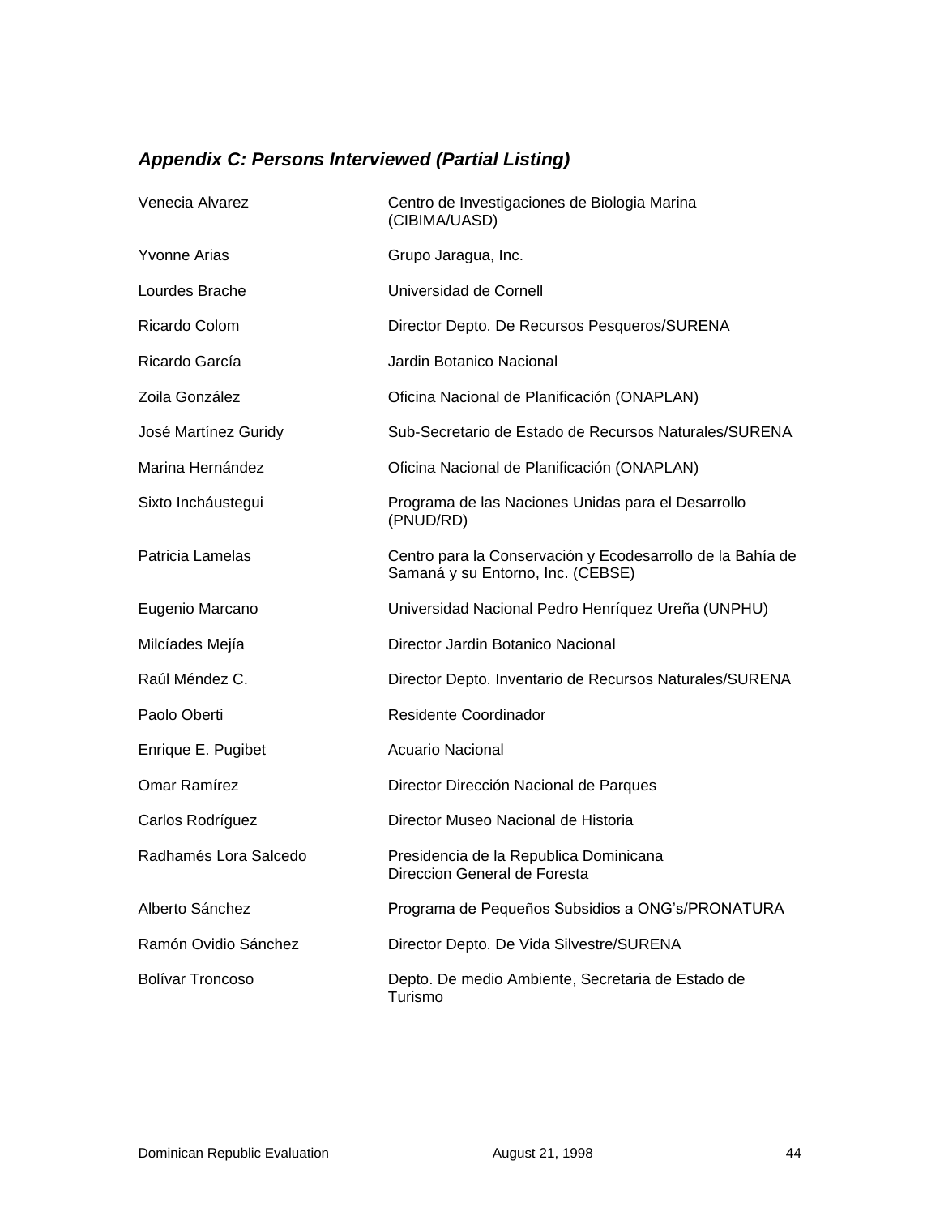### *Appendix C: Persons Interviewed (Partial Listing)*

| | |
|---|---|
| Venecia Alvarez | Centro de Investigaciones de Biologia Marina (CIBIMA/UASD) |
| Yvonne Arias | Grupo Jaragua, Inc. |
| Lourdes Brache | Universidad de Cornell |
| Ricardo Colom | Director Depto. De Recursos Pesqueros/SURENA |
| Ricardo García | Jardin Botanico Nacional |
| Zoila González | Oficina Nacional de Planificación (ONAPLAN) |
| José Martínez Guridy | Sub-Secretario de Estado de Recursos Naturales/SURENA |
| Marina Hernández | Oficina Nacional de Planificación (ONAPLAN) |
| Sixto Incháustegui | Programa de las Naciones Unidas para el Desarrollo (PNUD/RD) |
| Patricia Lamelas | Centro para la Conservación y Ecodesarrollo de la Bahía de Samaná y su Entorno, Inc. (CEBSE) |
| Eugenio Marcano | Universidad Nacional Pedro Henríquez Ureña (UNPHU) |
| Milcíades Mejía | Director Jardin Botanico Nacional |
| Raúl Méndez C. | Director Depto. Inventario de Recursos Naturales/SURENA |
| Paolo Oberti | Residente Coordinador |
| Enrique E. Pugibet | Acuario Nacional |
| Omar Ramírez | Director Dirección Nacional de Parques |
| Carlos Rodríguez | Director Museo Nacional de Historia |
| Radhamés Lora Salcedo | Presidencia de la Republica Dominicana Direccion General de Foresta |
| Alberto Sánchez | Programa de Pequeños Subsidios a ONG's/PRONATURA |
| Ramón Ovidio Sánchez | Director Depto. De Vida Silvestre/SURENA |
| Bolívar Troncoso | Depto. De medio Ambiente, Secretaria de Estado de Turismo |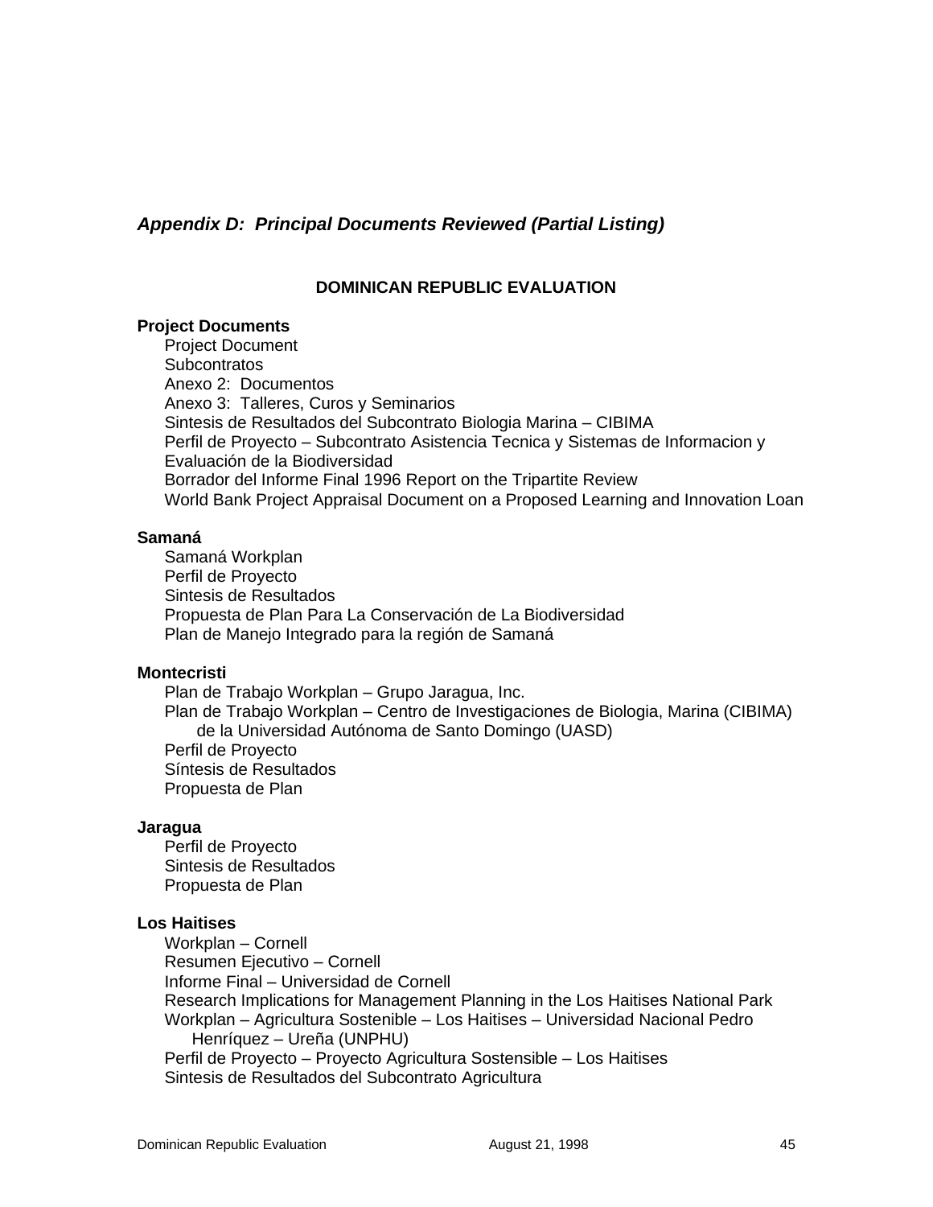## *Appendix D: Principal Documents Reviewed (Partial Listing)*

### DOMINICAN REPUBLIC EVALUATION

**Project Documents**

Project Document
Subcontratos
Anexo 2: Documentos
Anexo 3: Talleres, Curos y Seminarios
Sintesis de Resultados del Subcontrato Biologia Marina – CIBIMA
Perfil de Proyecto – Subcontrato Asistencia Tecnica y Sistemas de Informacion y Evaluación de la Biodiversidad
Borrador del Informe Final 1996 Report on the Tripartite Review
World Bank Project Appraisal Document on a Proposed Learning and Innovation Loan

**Samaná**

Samaná Workplan
Perfil de Proyecto
Sintesis de Resultados
Propuesta de Plan Para La Conservación de La Biodiversidad
Plan de Manejo Integrado para la región de Samaná

**Montecristi**

Plan de Trabajo Workplan – Grupo Jaragua, Inc.
Plan de Trabajo Workplan – Centro de Investigaciones de Biologia, Marina (CIBIMA) de la Universidad Autónoma de Santo Domingo (UASD)
Perfil de Proyecto
Síntesis de Resultados
Propuesta de Plan

**Jaragua**

Perfil de Proyecto
Sintesis de Resultados
Propuesta de Plan

**Los Haitises**

Workplan – Cornell
Resumen Ejecutivo – Cornell
Informe Final – Universidad de Cornell
Research Implications for Management Planning in the Los Haitises National Park
Workplan – Agricultura Sostenible – Los Haitises – Universidad Nacional Pedro Henríquez – Ureña (UNPHU)
Perfil de Proyecto – Proyecto Agricultura Sostensible – Los Haitises
Sintesis de Resultados del Subcontrato Agricultura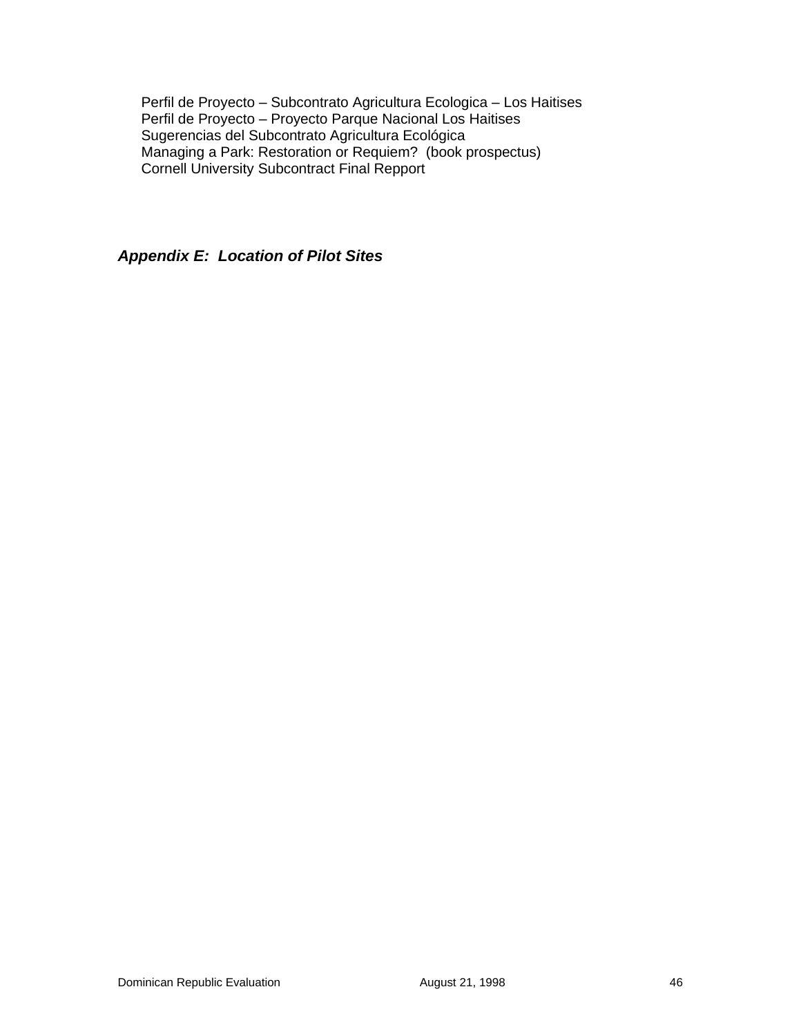Perfil de Proyecto – Subcontrato Agricultura Ecologica – Los Haitises
Perfil de Proyecto – Proyecto Parque Nacional Los Haitises
Sugerencias del Subcontrato Agricultura Ecológica
Managing a Park: Restoration or Requiem? (book prospectus)
Cornell University Subcontract Final Repport

## *Appendix E: Location of Pilot Sites*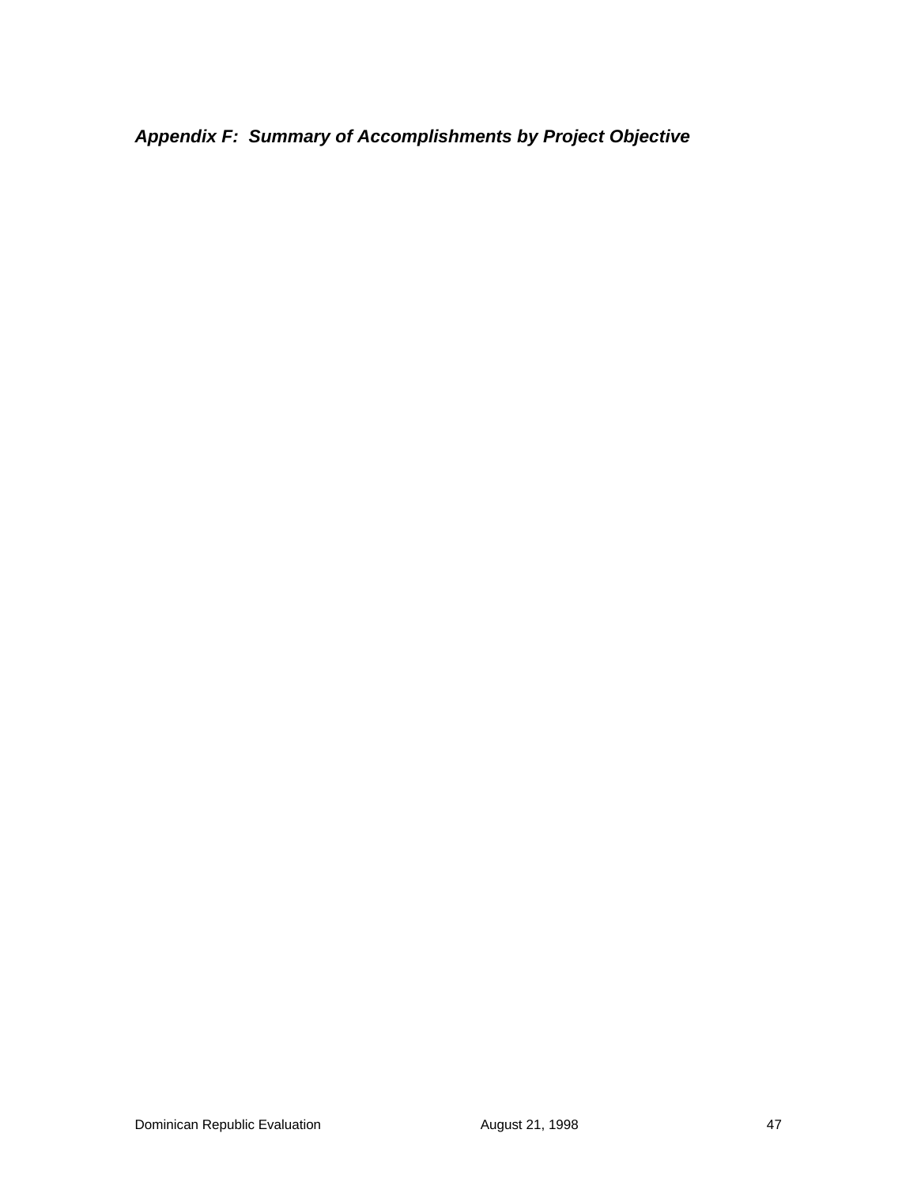***Appendix F: Summary of Accomplishments by Project Objective***